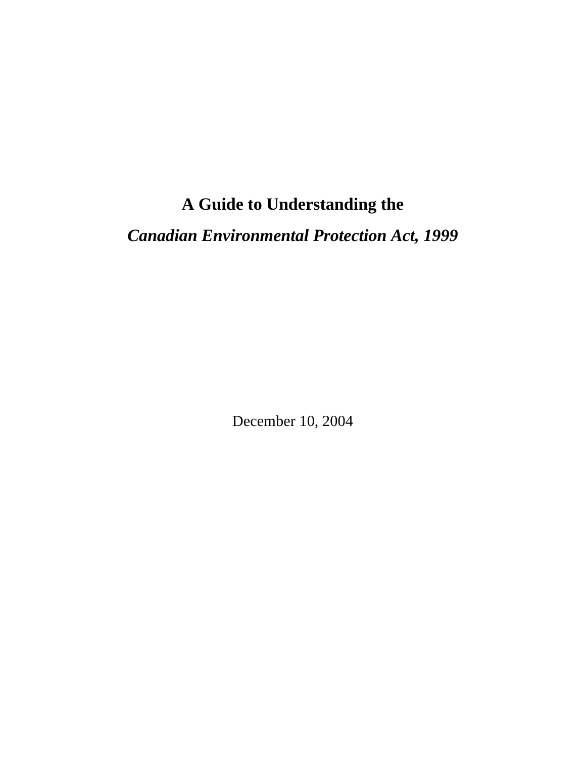# A Guide to Understanding the *Canadian Environmental Protection Act, 1999*

December 10, 2004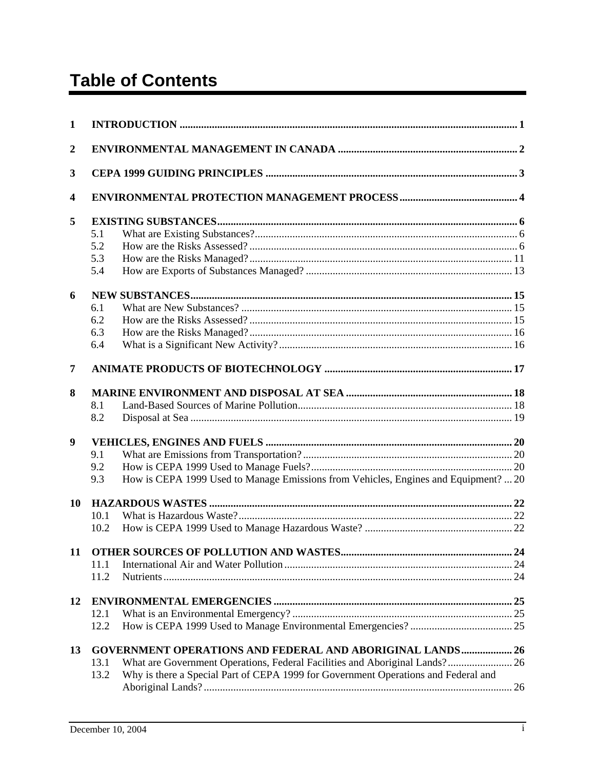# Table of Contents

1 INTRODUCTION ..... 1

2 ENVIRONMENTAL MANAGEMENT IN CANADA ..... 2

3 CEPA 1999 GUIDING PRINCIPLES ..... 3

4 ENVIRONMENTAL PROTECTION MANAGEMENT PROCESS ..... 4

5 EXISTING SUBSTANCES ..... 6
- 5.1 What are Existing Substances? ..... 6
- 5.2 How are the Risks Assessed? ..... 6
- 5.3 How are the Risks Managed? ..... 11
- 5.4 How are Exports of Substances Managed? ..... 13

6 NEW SUBSTANCES ..... 15
- 6.1 What are New Substances? ..... 15
- 6.2 How are the Risks Assessed? ..... 15
- 6.3 How are the Risks Managed? ..... 16
- 6.4 What is a Significant New Activity? ..... 16

7 ANIMATE PRODUCTS OF BIOTECHNOLOGY ..... 17

8 MARINE ENVIRONMENT AND DISPOSAL AT SEA ..... 18
- 8.1 Land-Based Sources of Marine Pollution ..... 18
- 8.2 Disposal at Sea ..... 19

9 VEHICLES, ENGINES AND FUELS ..... 20
- 9.1 What are Emissions from Transportation? ..... 20
- 9.2 How is CEPA 1999 Used to Manage Fuels? ..... 20
- 9.3 How is CEPA 1999 Used to Manage Emissions from Vehicles, Engines and Equipment? ..... 20

10 HAZARDOUS WASTES ..... 22
- 10.1 What is Hazardous Waste? ..... 22
- 10.2 How is CEPA 1999 Used to Manage Hazardous Waste? ..... 22

11 OTHER SOURCES OF POLLUTION AND WASTES ..... 24
- 11.1 International Air and Water Pollution ..... 24
- 11.2 Nutrients ..... 24

12 ENVIRONMENTAL EMERGENCIES ..... 25
- 12.1 What is an Environmental Emergency? ..... 25
- 12.2 How is CEPA 1999 Used to Manage Environmental Emergencies? ..... 25

13 GOVERNMENT OPERATIONS AND FEDERAL AND ABORIGINAL LANDS ..... 26
- 13.1 What are Government Operations, Federal Facilities and Aboriginal Lands? ..... 26
- 13.2 Why is there a Special Part of CEPA 1999 for Government Operations and Federal and Aboriginal Lands? ..... 26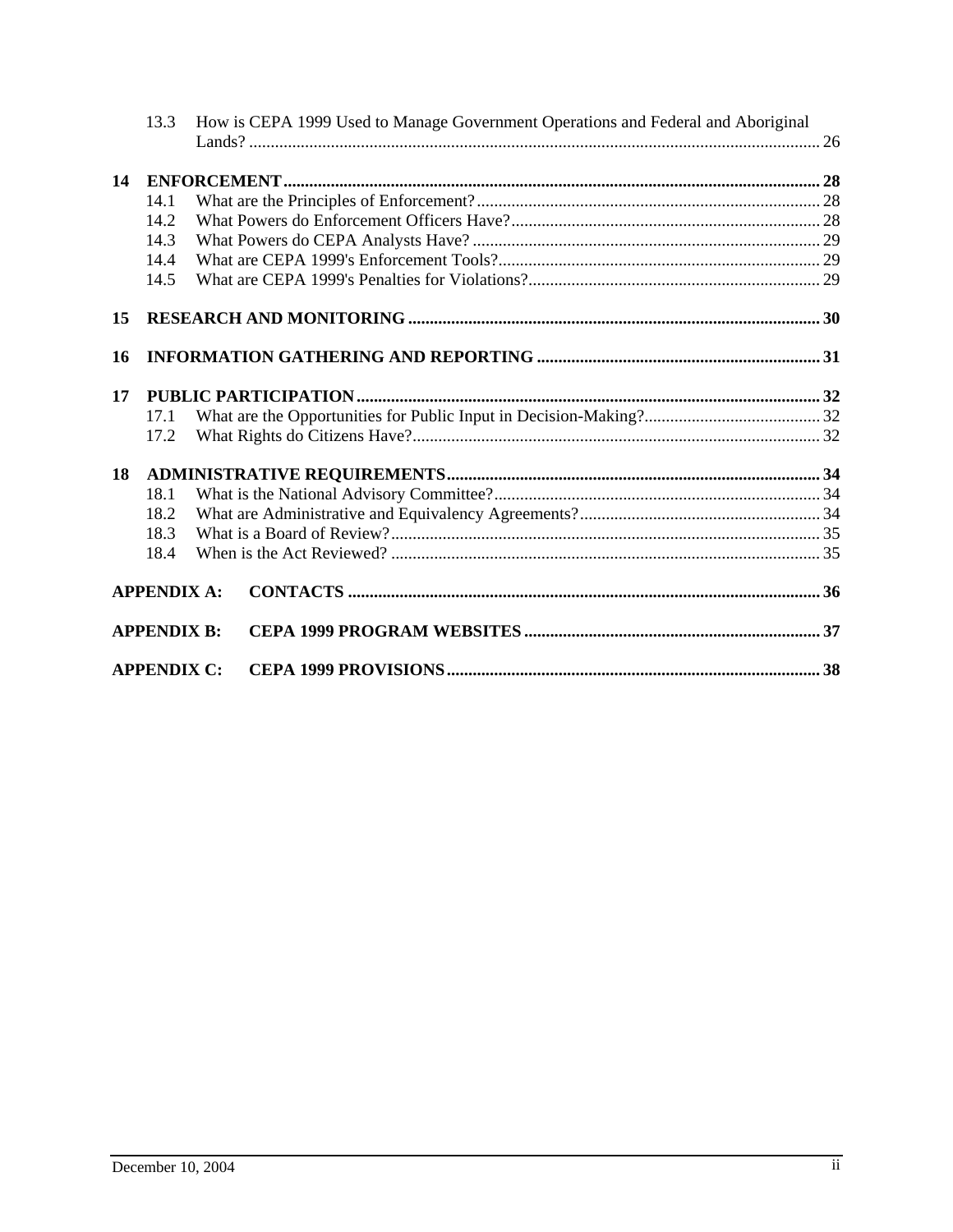13.3 How is CEPA 1999 Used to Manage Government Operations and Federal and Aboriginal Lands? ..... 26

**14 ENFORCEMENT ..... 28**

14.1 What are the Principles of Enforcement? ..... 28
14.2 What Powers do Enforcement Officers Have? ..... 28
14.3 What Powers do CEPA Analysts Have? ..... 29
14.4 What are CEPA 1999's Enforcement Tools? ..... 29
14.5 What are CEPA 1999's Penalties for Violations? ..... 29

**15 RESEARCH AND MONITORING ..... 30**

**16 INFORMATION GATHERING AND REPORTING ..... 31**

**17 PUBLIC PARTICIPATION ..... 32**

17.1 What are the Opportunities for Public Input in Decision-Making? ..... 32
17.2 What Rights do Citizens Have? ..... 32

**18 ADMINISTRATIVE REQUIREMENTS ..... 34**

18.1 What is the National Advisory Committee? ..... 34
18.2 What are Administrative and Equivalency Agreements? ..... 34
18.3 What is a Board of Review? ..... 35
18.4 When is the Act Reviewed? ..... 35

**APPENDIX A: CONTACTS ..... 36**

**APPENDIX B: CEPA 1999 PROGRAM WEBSITES ..... 37**

**APPENDIX C: CEPA 1999 PROVISIONS ..... 38**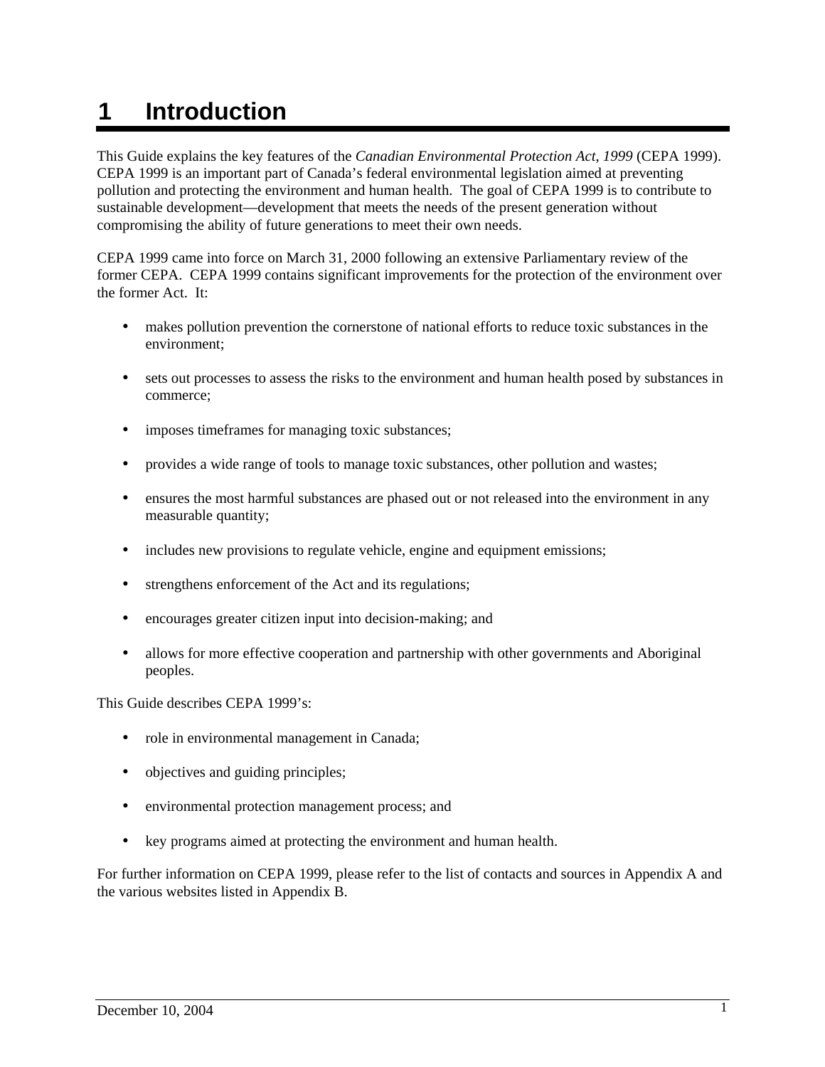# 1 Introduction

This Guide explains the key features of the *Canadian Environmental Protection Act, 1999* (CEPA 1999). CEPA 1999 is an important part of Canada's federal environmental legislation aimed at preventing pollution and protecting the environment and human health. The goal of CEPA 1999 is to contribute to sustainable development—development that meets the needs of the present generation without compromising the ability of future generations to meet their own needs.

CEPA 1999 came into force on March 31, 2000 following an extensive Parliamentary review of the former CEPA. CEPA 1999 contains significant improvements for the protection of the environment over the former Act. It:

- makes pollution prevention the cornerstone of national efforts to reduce toxic substances in the environment;
- sets out processes to assess the risks to the environment and human health posed by substances in commerce;
- imposes timeframes for managing toxic substances;
- provides a wide range of tools to manage toxic substances, other pollution and wastes;
- ensures the most harmful substances are phased out or not released into the environment in any measurable quantity;
- includes new provisions to regulate vehicle, engine and equipment emissions;
- strengthens enforcement of the Act and its regulations;
- encourages greater citizen input into decision-making; and
- allows for more effective cooperation and partnership with other governments and Aboriginal peoples.

This Guide describes CEPA 1999's:

- role in environmental management in Canada;
- objectives and guiding principles;
- environmental protection management process; and
- key programs aimed at protecting the environment and human health.

For further information on CEPA 1999, please refer to the list of contacts and sources in Appendix A and the various websites listed in Appendix B.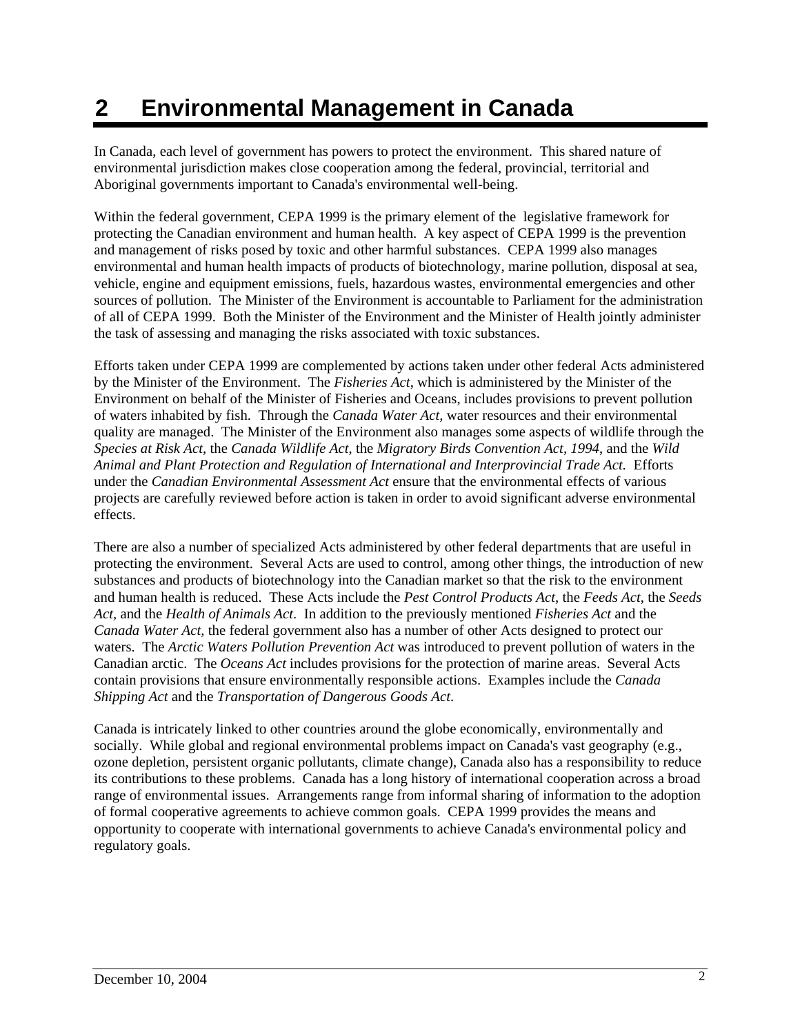# 2 Environmental Management in Canada

In Canada, each level of government has powers to protect the environment. This shared nature of environmental jurisdiction makes close cooperation among the federal, provincial, territorial and Aboriginal governments important to Canada's environmental well-being.

Within the federal government, CEPA 1999 is the primary element of the legislative framework for protecting the Canadian environment and human health. A key aspect of CEPA 1999 is the prevention and management of risks posed by toxic and other harmful substances. CEPA 1999 also manages environmental and human health impacts of products of biotechnology, marine pollution, disposal at sea, vehicle, engine and equipment emissions, fuels, hazardous wastes, environmental emergencies and other sources of pollution. The Minister of the Environment is accountable to Parliament for the administration of all of CEPA 1999. Both the Minister of the Environment and the Minister of Health jointly administer the task of assessing and managing the risks associated with toxic substances.

Efforts taken under CEPA 1999 are complemented by actions taken under other federal Acts administered by the Minister of the Environment. The *Fisheries Act*, which is administered by the Minister of the Environment on behalf of the Minister of Fisheries and Oceans, includes provisions to prevent pollution of waters inhabited by fish. Through the *Canada Water Act,* water resources and their environmental quality are managed. The Minister of the Environment also manages some aspects of wildlife through the *Species at Risk Act*, the *Canada Wildlife Act*, the *Migratory Birds Convention Act, 1994,* and the *Wild Animal and Plant Protection and Regulation of International and Interprovincial Trade Act*. Efforts under the *Canadian Environmental Assessment Act* ensure that the environmental effects of various projects are carefully reviewed before action is taken in order to avoid significant adverse environmental effects.

There are also a number of specialized Acts administered by other federal departments that are useful in protecting the environment. Several Acts are used to control, among other things, the introduction of new substances and products of biotechnology into the Canadian market so that the risk to the environment and human health is reduced. These Acts include the *Pest Control Products Act*, the *Feeds Act*, the *Seeds Act*, and the *Health of Animals Act*. In addition to the previously mentioned *Fisheries Act* and the *Canada Water Act,* the federal government also has a number of other Acts designed to protect our waters. The *Arctic Waters Pollution Prevention Act* was introduced to prevent pollution of waters in the Canadian arctic. The *Oceans Act* includes provisions for the protection of marine areas. Several Acts contain provisions that ensure environmentally responsible actions. Examples include the *Canada Shipping Act* and the *Transportation of Dangerous Goods Act*.

Canada is intricately linked to other countries around the globe economically, environmentally and socially. While global and regional environmental problems impact on Canada's vast geography (e.g., ozone depletion, persistent organic pollutants, climate change), Canada also has a responsibility to reduce its contributions to these problems. Canada has a long history of international cooperation across a broad range of environmental issues. Arrangements range from informal sharing of information to the adoption of formal cooperative agreements to achieve common goals. CEPA 1999 provides the means and opportunity to cooperate with international governments to achieve Canada's environmental policy and regulatory goals.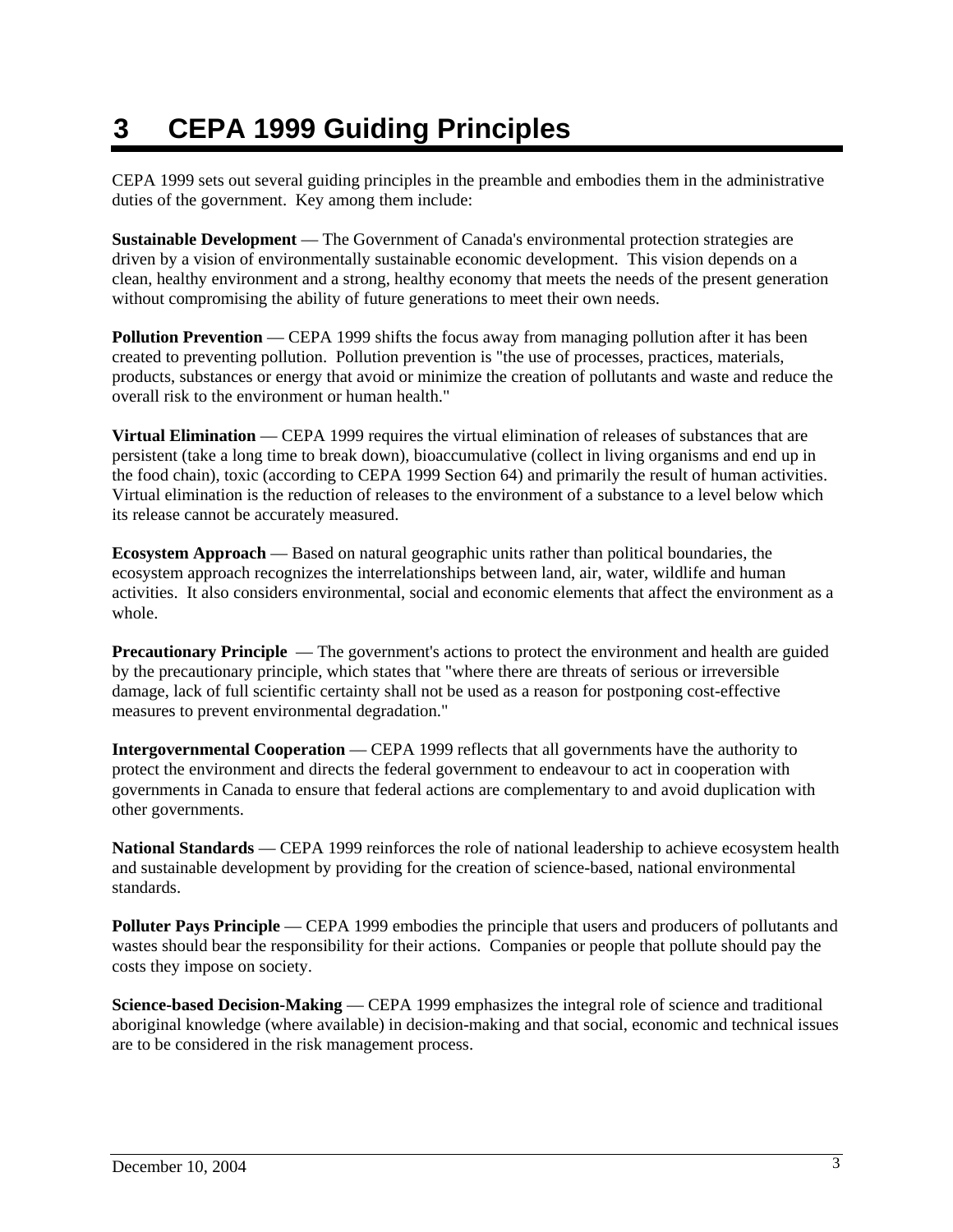# 3 CEPA 1999 Guiding Principles

CEPA 1999 sets out several guiding principles in the preamble and embodies them in the administrative duties of the government. Key among them include:

**Sustainable Development** — The Government of Canada's environmental protection strategies are driven by a vision of environmentally sustainable economic development. This vision depends on a clean, healthy environment and a strong, healthy economy that meets the needs of the present generation without compromising the ability of future generations to meet their own needs.

**Pollution Prevention** — CEPA 1999 shifts the focus away from managing pollution after it has been created to preventing pollution. Pollution prevention is "the use of processes, practices, materials, products, substances or energy that avoid or minimize the creation of pollutants and waste and reduce the overall risk to the environment or human health."

**Virtual Elimination** — CEPA 1999 requires the virtual elimination of releases of substances that are persistent (take a long time to break down), bioaccumulative (collect in living organisms and end up in the food chain), toxic (according to CEPA 1999 Section 64) and primarily the result of human activities. Virtual elimination is the reduction of releases to the environment of a substance to a level below which its release cannot be accurately measured.

**Ecosystem Approach** — Based on natural geographic units rather than political boundaries, the ecosystem approach recognizes the interrelationships between land, air, water, wildlife and human activities. It also considers environmental, social and economic elements that affect the environment as a whole.

**Precautionary Principle** — The government's actions to protect the environment and health are guided by the precautionary principle, which states that "where there are threats of serious or irreversible damage, lack of full scientific certainty shall not be used as a reason for postponing cost-effective measures to prevent environmental degradation."

**Intergovernmental Cooperation** — CEPA 1999 reflects that all governments have the authority to protect the environment and directs the federal government to endeavour to act in cooperation with governments in Canada to ensure that federal actions are complementary to and avoid duplication with other governments.

**National Standards** — CEPA 1999 reinforces the role of national leadership to achieve ecosystem health and sustainable development by providing for the creation of science-based, national environmental standards.

**Polluter Pays Principle** — CEPA 1999 embodies the principle that users and producers of pollutants and wastes should bear the responsibility for their actions. Companies or people that pollute should pay the costs they impose on society.

**Science-based Decision-Making** — CEPA 1999 emphasizes the integral role of science and traditional aboriginal knowledge (where available) in decision-making and that social, economic and technical issues are to be considered in the risk management process.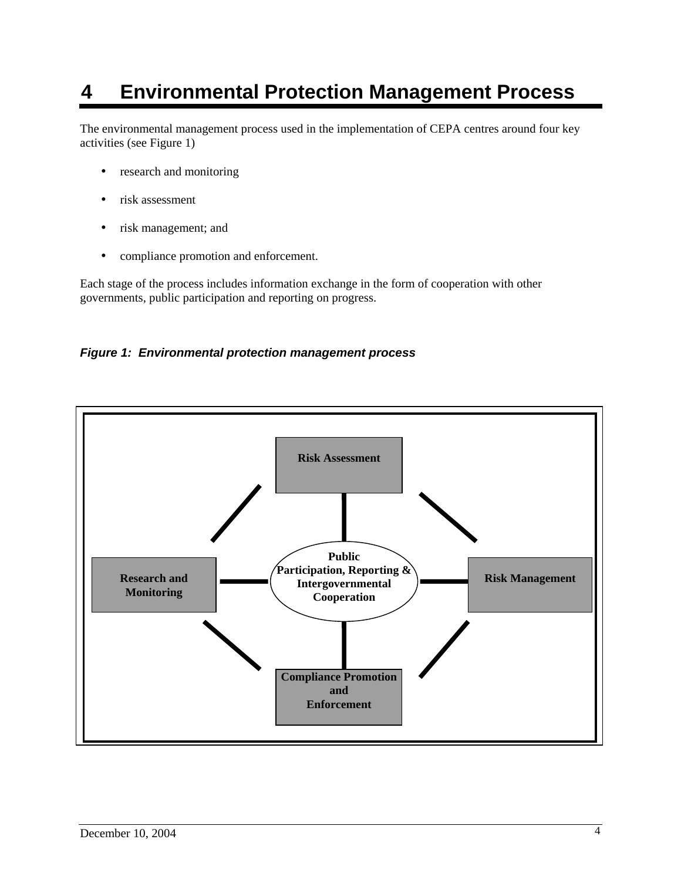# 4 Environmental Protection Management Process

The environmental management process used in the implementation of CEPA centres around four key activities (see Figure 1)

- research and monitoring
- risk assessment
- risk management; and
- compliance promotion and enforcement.

Each stage of the process includes information exchange in the form of cooperation with other governments, public participation and reporting on progress.

***Figure 1: Environmental protection management process***

**Risk Assessment**

**Research and Monitoring**

**Public Participation, Reporting & Intergovernmental Cooperation**

**Risk Management**

**Compliance Promotion and Enforcement**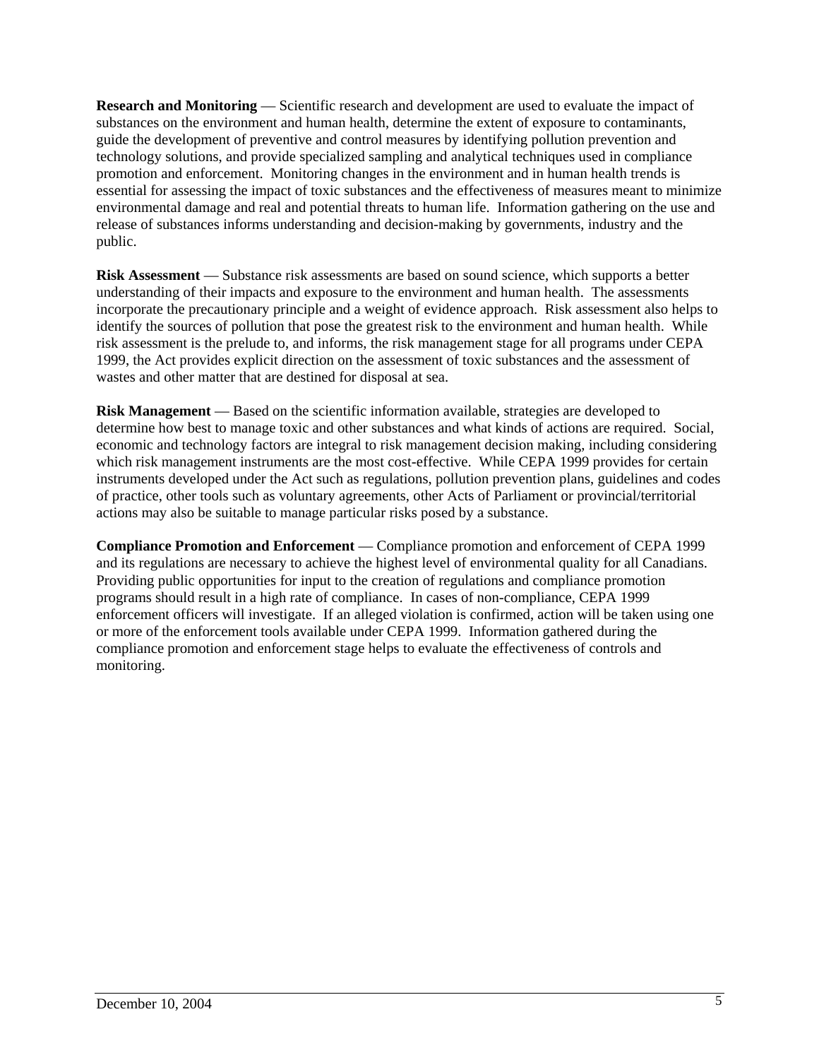**Research and Monitoring** — Scientific research and development are used to evaluate the impact of substances on the environment and human health, determine the extent of exposure to contaminants, guide the development of preventive and control measures by identifying pollution prevention and technology solutions, and provide specialized sampling and analytical techniques used in compliance promotion and enforcement. Monitoring changes in the environment and in human health trends is essential for assessing the impact of toxic substances and the effectiveness of measures meant to minimize environmental damage and real and potential threats to human life. Information gathering on the use and release of substances informs understanding and decision-making by governments, industry and the public.

**Risk Assessment** — Substance risk assessments are based on sound science, which supports a better understanding of their impacts and exposure to the environment and human health. The assessments incorporate the precautionary principle and a weight of evidence approach. Risk assessment also helps to identify the sources of pollution that pose the greatest risk to the environment and human health. While risk assessment is the prelude to, and informs, the risk management stage for all programs under CEPA 1999, the Act provides explicit direction on the assessment of toxic substances and the assessment of wastes and other matter that are destined for disposal at sea.

**Risk Management** — Based on the scientific information available, strategies are developed to determine how best to manage toxic and other substances and what kinds of actions are required. Social, economic and technology factors are integral to risk management decision making, including considering which risk management instruments are the most cost-effective. While CEPA 1999 provides for certain instruments developed under the Act such as regulations, pollution prevention plans, guidelines and codes of practice, other tools such as voluntary agreements, other Acts of Parliament or provincial/territorial actions may also be suitable to manage particular risks posed by a substance.

**Compliance Promotion and Enforcement** — Compliance promotion and enforcement of CEPA 1999 and its regulations are necessary to achieve the highest level of environmental quality for all Canadians. Providing public opportunities for input to the creation of regulations and compliance promotion programs should result in a high rate of compliance. In cases of non-compliance, CEPA 1999 enforcement officers will investigate. If an alleged violation is confirmed, action will be taken using one or more of the enforcement tools available under CEPA 1999. Information gathered during the compliance promotion and enforcement stage helps to evaluate the effectiveness of controls and monitoring.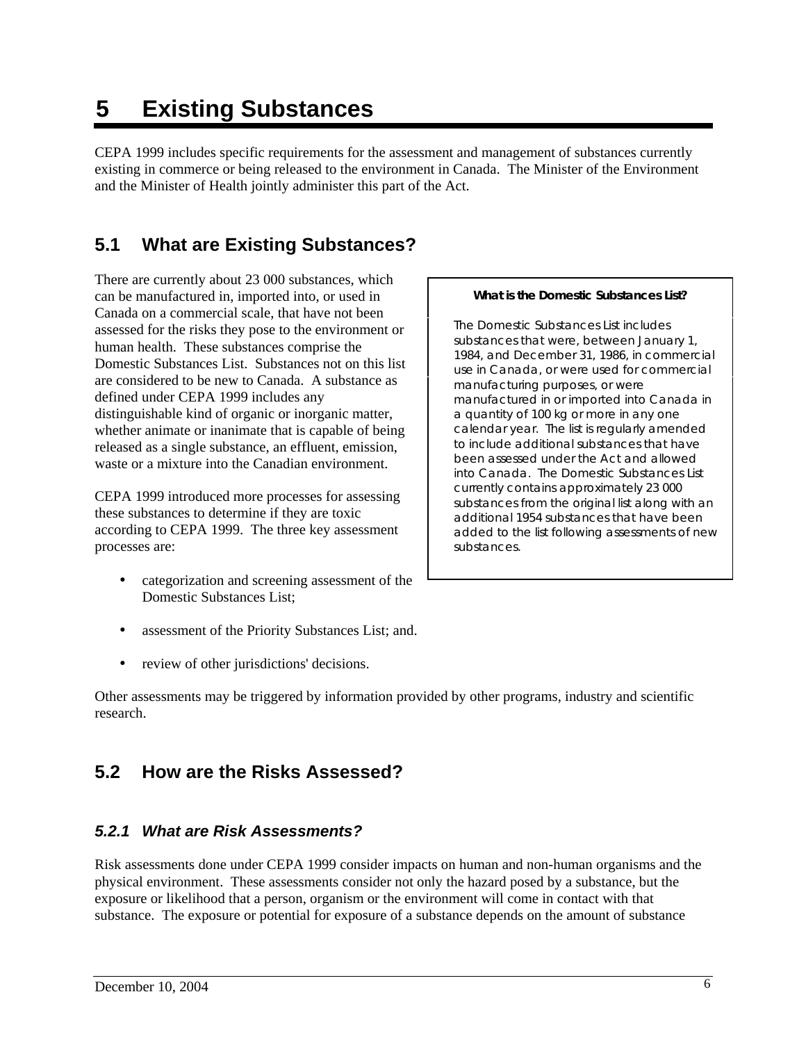# 5 Existing Substances

CEPA 1999 includes specific requirements for the assessment and management of substances currently existing in commerce or being released to the environment in Canada. The Minister of the Environment and the Minister of Health jointly administer this part of the Act.

## 5.1 What are Existing Substances?

There are currently about 23 000 substances, which can be manufactured in, imported into, or used in Canada on a commercial scale, that have not been assessed for the risks they pose to the environment or human health. These substances comprise the Domestic Substances List. Substances not on this list are considered to be new to Canada. A substance as defined under CEPA 1999 includes any distinguishable kind of organic or inorganic matter, whether animate or inanimate that is capable of being released as a single substance, an effluent, emission, waste or a mixture into the Canadian environment.

> **What is the Domestic Substances List?**
>
> The Domestic Substances List includes substances that were, between January 1, 1984, and December 31, 1986, in commercial use in Canada, or were used for commercial manufacturing purposes, or were manufactured in or imported into Canada in a quantity of 100 kg or more in any one calendar year. The list is regularly amended to include additional substances that have been assessed under the Act and allowed into Canada. The Domestic Substances List currently contains approximately 23 000 substances from the original list along with an additional 1954 substances that have been added to the list following assessments of new substances.

CEPA 1999 introduced more processes for assessing these substances to determine if they are toxic according to CEPA 1999. The three key assessment processes are:

- categorization and screening assessment of the Domestic Substances List;
- assessment of the Priority Substances List; and.
- review of other jurisdictions' decisions.

Other assessments may be triggered by information provided by other programs, industry and scientific research.

## 5.2 How are the Risks Assessed?

### *5.2.1 What are Risk Assessments?*

Risk assessments done under CEPA 1999 consider impacts on human and non-human organisms and the physical environment. These assessments consider not only the hazard posed by a substance, but the exposure or likelihood that a person, organism or the environment will come in contact with that substance. The exposure or potential for exposure of a substance depends on the amount of substance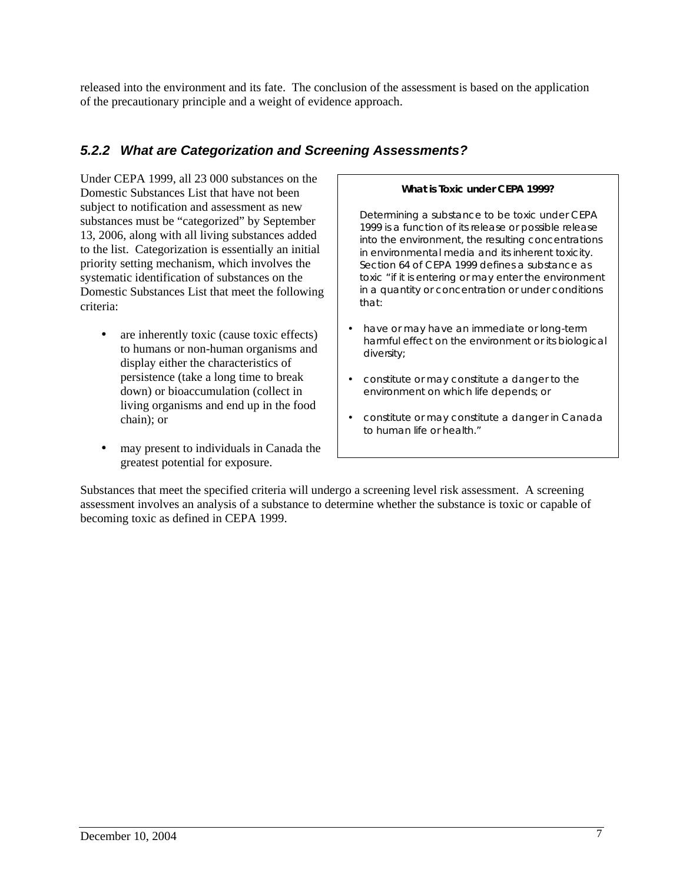released into the environment and its fate. The conclusion of the assessment is based on the application of the precautionary principle and a weight of evidence approach.

### *5.2.2 What are Categorization and Screening Assessments?*

Under CEPA 1999, all 23 000 substances on the Domestic Substances List that have not been subject to notification and assessment as new substances must be "categorized" by September 13, 2006, along with all living substances added to the list. Categorization is essentially an initial priority setting mechanism, which involves the systematic identification of substances on the Domestic Substances List that meet the following criteria:

- are inherently toxic (cause toxic effects) to humans or non-human organisms and display either the characteristics of persistence (take a long time to break down) or bioaccumulation (collect in living organisms and end up in the food chain); or
- may present to individuals in Canada the greatest potential for exposure.

> **What is Toxic under CEPA 1999?**
>
> Determining a substance to be toxic under CEPA 1999 is a function of its release or possible release into the environment, the resulting concentrations in environmental media and its inherent toxicity. Section 64 of CEPA 1999 defines a substance as toxic "if it is entering or may enter the environment in a quantity or concentration or under conditions that:
>
> - have or may have an immediate or long-term harmful effect on the environment or its biological diversity;
> - constitute or may constitute a danger to the environment on which life depends; or
> - constitute or may constitute a danger in Canada to human life or health."

Substances that meet the specified criteria will undergo a screening level risk assessment. A screening assessment involves an analysis of a substance to determine whether the substance is toxic or capable of becoming toxic as defined in CEPA 1999.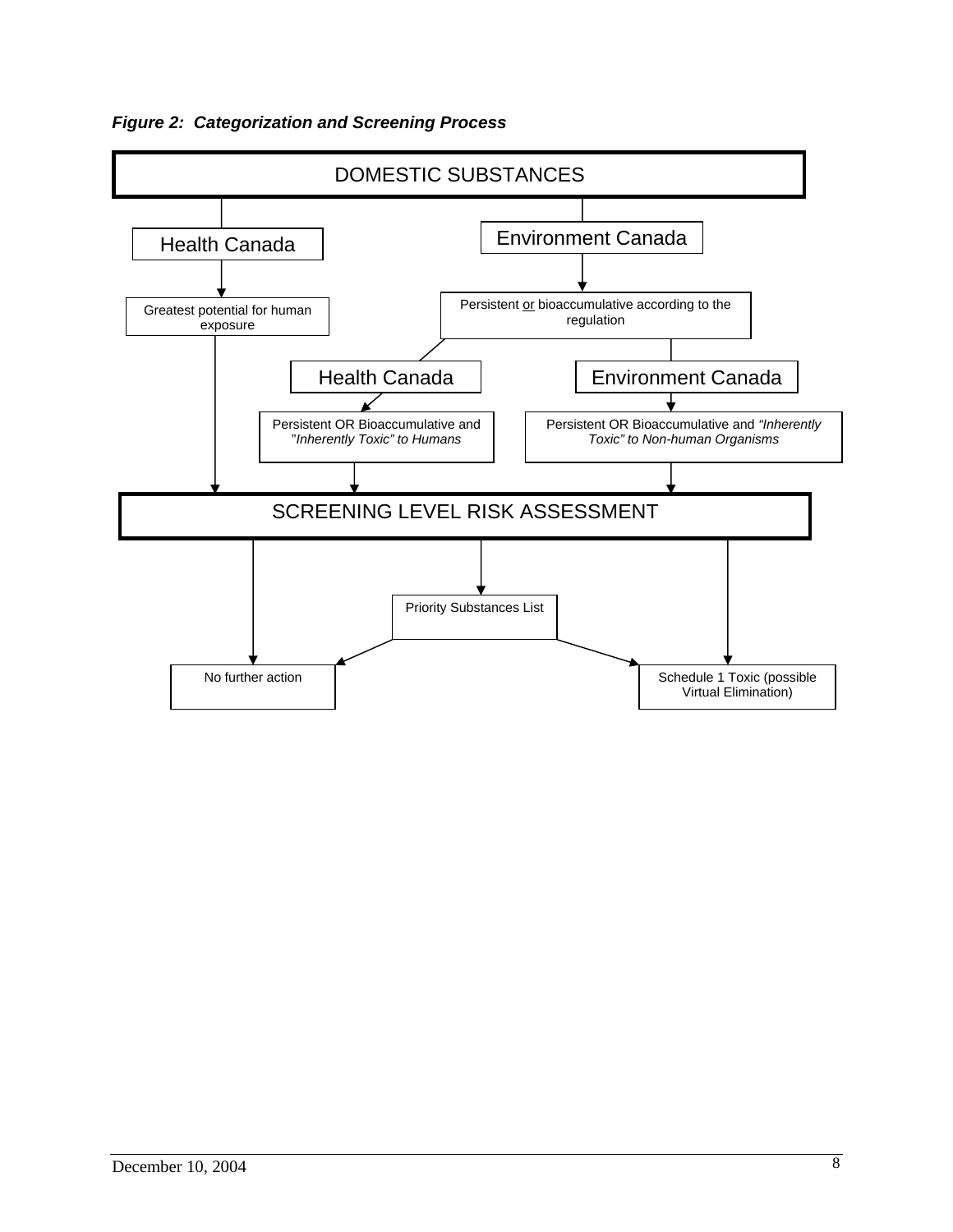***Figure 2: Categorization and Screening Process***

DOMESTIC SUBSTANCES

Health Canada

Environment Canada

Greatest potential for human exposure

Persistent or bioaccumulative according to the regulation

Health Canada

Environment Canada

Persistent OR Bioaccumulative and "*Inherently Toxic" to Humans*

Persistent OR Bioaccumulative and *"Inherently Toxic" to Non-human Organisms*

SCREENING LEVEL RISK ASSESSMENT

Priority Substances List

No further action

Schedule 1 Toxic (possible Virtual Elimination)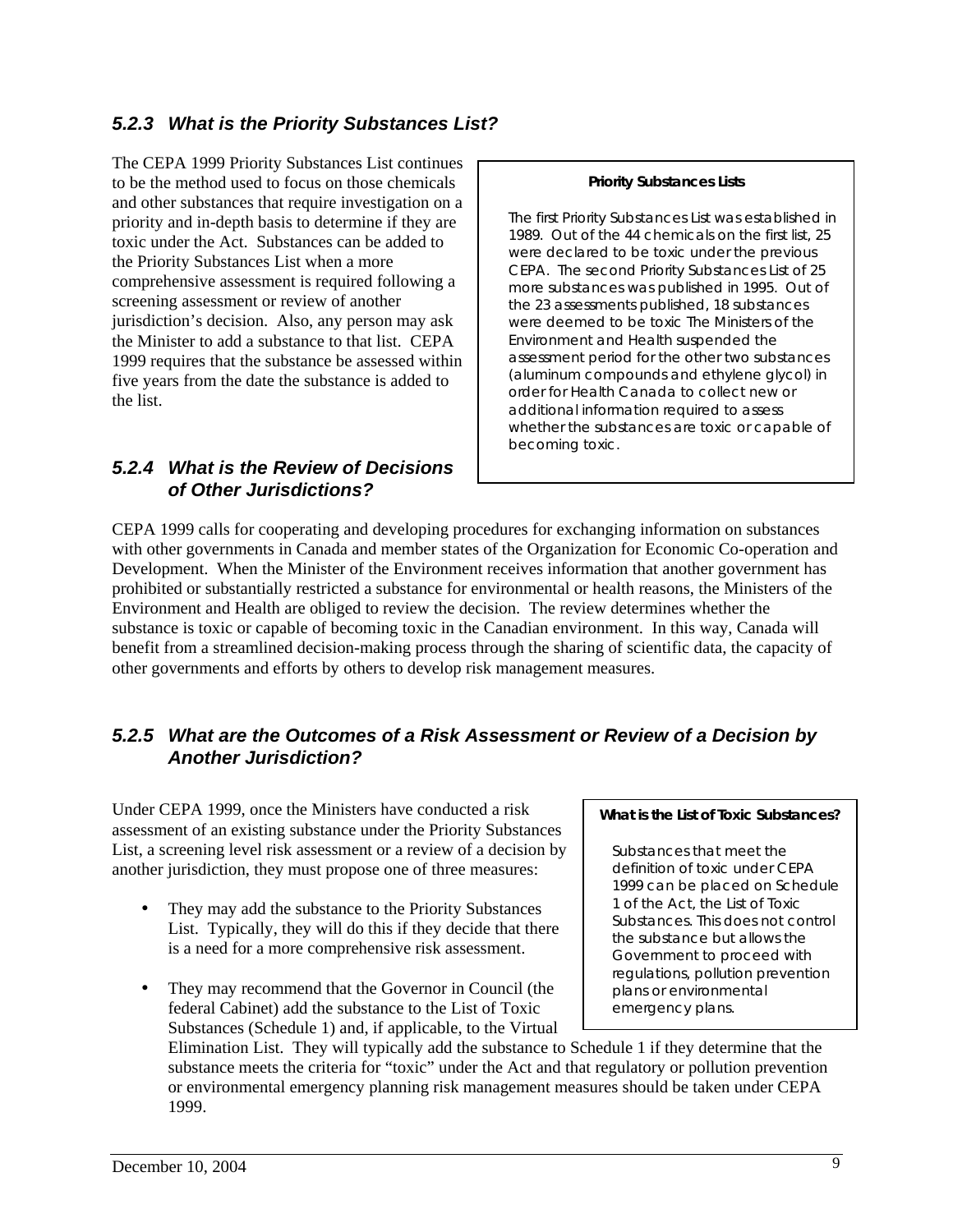### *5.2.3 What is the Priority Substances List?*

The CEPA 1999 Priority Substances List continues to be the method used to focus on those chemicals and other substances that require investigation on a priority and in-depth basis to determine if they are toxic under the Act. Substances can be added to the Priority Substances List when a more comprehensive assessment is required following a screening assessment or review of another jurisdiction's decision. Also, any person may ask the Minister to add a substance to that list. CEPA 1999 requires that the substance be assessed within five years from the date the substance is added to the list.

> **Priority Substances Lists**
>
> The first Priority Substances List was established in 1989. Out of the 44 chemicals on the first list, 25 were declared to be toxic under the previous CEPA. The second Priority Substances List of 25 more substances was published in 1995. Out of the 23 assessments published, 18 substances were deemed to be toxic The Ministers of the Environment and Health suspended the assessment period for the other two substances (aluminum compounds and ethylene glycol) in order for Health Canada to collect new or additional information required to assess whether the substances are toxic or capable of becoming toxic.

### *5.2.4 What is the Review of Decisions of Other Jurisdictions?*

CEPA 1999 calls for cooperating and developing procedures for exchanging information on substances with other governments in Canada and member states of the Organization for Economic Co-operation and Development. When the Minister of the Environment receives information that another government has prohibited or substantially restricted a substance for environmental or health reasons, the Ministers of the Environment and Health are obliged to review the decision. The review determines whether the substance is toxic or capable of becoming toxic in the Canadian environment. In this way, Canada will benefit from a streamlined decision-making process through the sharing of scientific data, the capacity of other governments and efforts by others to develop risk management measures.

### *5.2.5 What are the Outcomes of a Risk Assessment or Review of a Decision by Another Jurisdiction?*

Under CEPA 1999, once the Ministers have conducted a risk assessment of an existing substance under the Priority Substances List, a screening level risk assessment or a review of a decision by another jurisdiction, they must propose one of three measures:

> **What is the List of Toxic Substances?**
>
> Substances that meet the definition of toxic under CEPA 1999 can be placed on Schedule 1 of the Act, the List of Toxic Substances. This does not control the substance but allows the Government to proceed with regulations, pollution prevention plans or environmental emergency plans.

- They may add the substance to the Priority Substances List. Typically, they will do this if they decide that there is a need for a more comprehensive risk assessment.
- They may recommend that the Governor in Council (the federal Cabinet) add the substance to the List of Toxic Substances (Schedule 1) and, if applicable, to the Virtual Elimination List. They will typically add the substance to Schedule 1 if they determine that the substance meets the criteria for "toxic" under the Act and that regulatory or pollution prevention or environmental emergency planning risk management measures should be taken under CEPA 1999.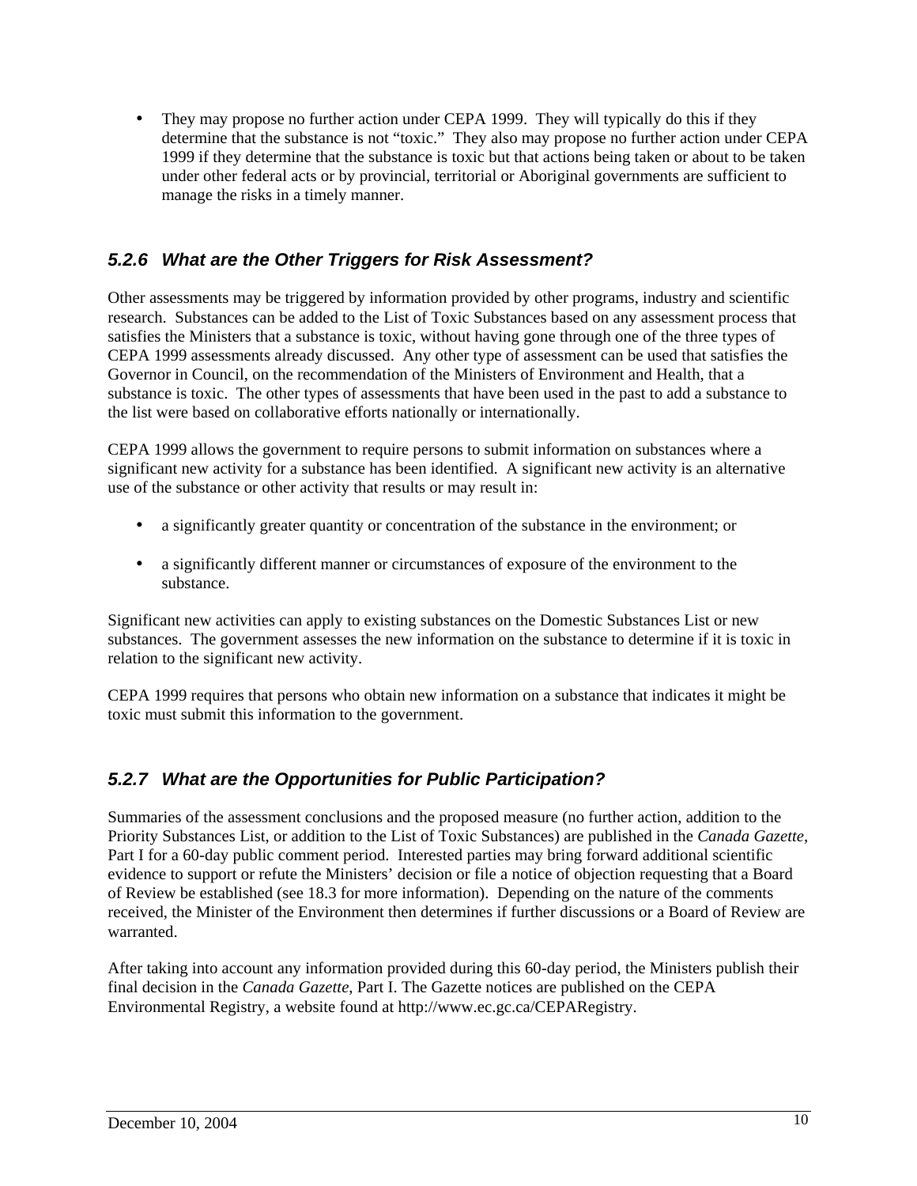- They may propose no further action under CEPA 1999. They will typically do this if they determine that the substance is not "toxic." They also may propose no further action under CEPA 1999 if they determine that the substance is toxic but that actions being taken or about to be taken under other federal acts or by provincial, territorial or Aboriginal governments are sufficient to manage the risks in a timely manner.

### *5.2.6 What are the Other Triggers for Risk Assessment?*

Other assessments may be triggered by information provided by other programs, industry and scientific research. Substances can be added to the List of Toxic Substances based on any assessment process that satisfies the Ministers that a substance is toxic, without having gone through one of the three types of CEPA 1999 assessments already discussed. Any other type of assessment can be used that satisfies the Governor in Council, on the recommendation of the Ministers of Environment and Health, that a substance is toxic. The other types of assessments that have been used in the past to add a substance to the list were based on collaborative efforts nationally or internationally.

CEPA 1999 allows the government to require persons to submit information on substances where a significant new activity for a substance has been identified. A significant new activity is an alternative use of the substance or other activity that results or may result in:

- a significantly greater quantity or concentration of the substance in the environment; or
- a significantly different manner or circumstances of exposure of the environment to the substance.

Significant new activities can apply to existing substances on the Domestic Substances List or new substances. The government assesses the new information on the substance to determine if it is toxic in relation to the significant new activity.

CEPA 1999 requires that persons who obtain new information on a substance that indicates it might be toxic must submit this information to the government.

### *5.2.7 What are the Opportunities for Public Participation?*

Summaries of the assessment conclusions and the proposed measure (no further action, addition to the Priority Substances List, or addition to the List of Toxic Substances) are published in the *Canada Gazette*, Part I for a 60-day public comment period. Interested parties may bring forward additional scientific evidence to support or refute the Ministers' decision or file a notice of objection requesting that a Board of Review be established (see 18.3 for more information). Depending on the nature of the comments received, the Minister of the Environment then determines if further discussions or a Board of Review are warranted.

After taking into account any information provided during this 60-day period, the Ministers publish their final decision in the *Canada Gazette*, Part I. The Gazette notices are published on the CEPA Environmental Registry, a website found at http://www.ec.gc.ca/CEPARegistry.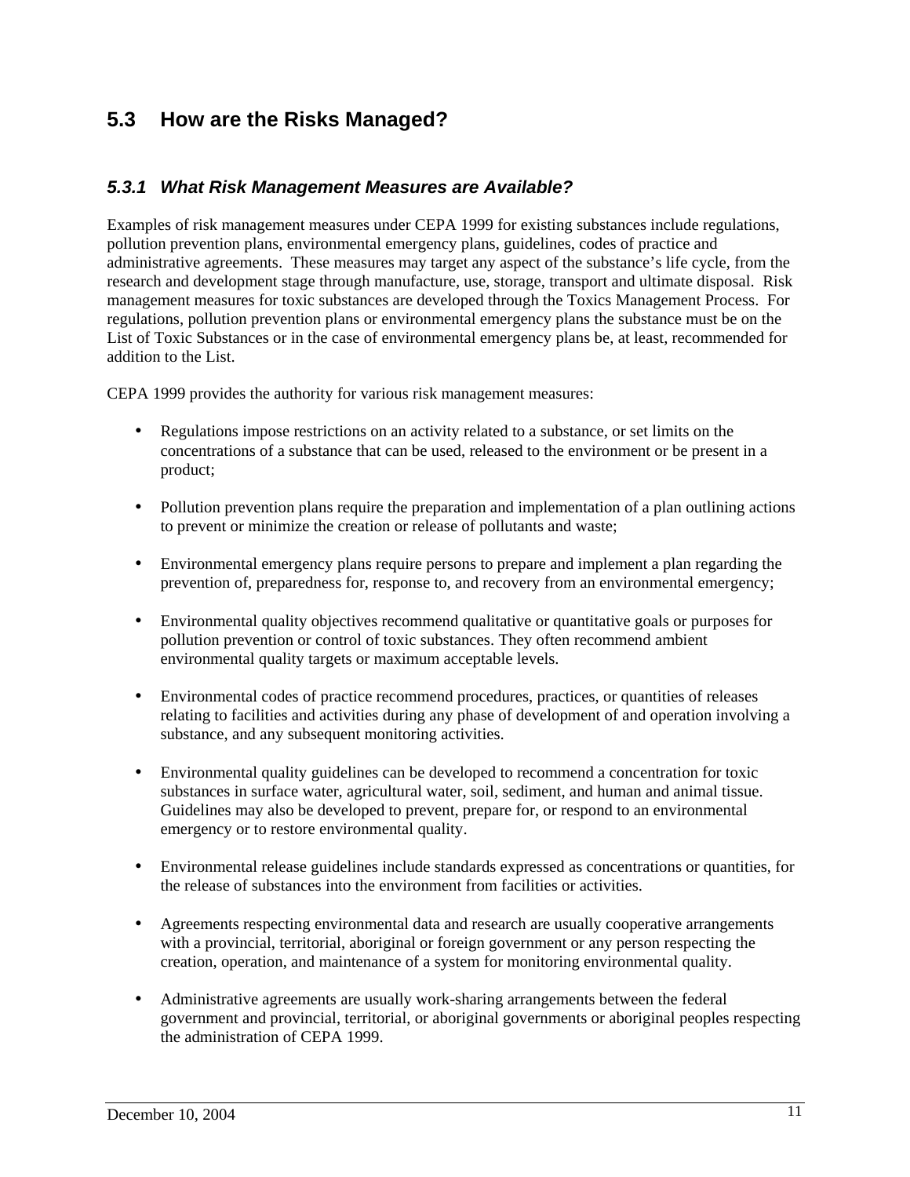## 5.3 How are the Risks Managed?

### *5.3.1 What Risk Management Measures are Available?*

Examples of risk management measures under CEPA 1999 for existing substances include regulations, pollution prevention plans, environmental emergency plans, guidelines, codes of practice and administrative agreements. These measures may target any aspect of the substance's life cycle, from the research and development stage through manufacture, use, storage, transport and ultimate disposal. Risk management measures for toxic substances are developed through the Toxics Management Process. For regulations, pollution prevention plans or environmental emergency plans the substance must be on the List of Toxic Substances or in the case of environmental emergency plans be, at least, recommended for addition to the List.

CEPA 1999 provides the authority for various risk management measures:

- Regulations impose restrictions on an activity related to a substance, or set limits on the concentrations of a substance that can be used, released to the environment or be present in a product;
- Pollution prevention plans require the preparation and implementation of a plan outlining actions to prevent or minimize the creation or release of pollutants and waste;
- Environmental emergency plans require persons to prepare and implement a plan regarding the prevention of, preparedness for, response to, and recovery from an environmental emergency;
- Environmental quality objectives recommend qualitative or quantitative goals or purposes for pollution prevention or control of toxic substances. They often recommend ambient environmental quality targets or maximum acceptable levels.
- Environmental codes of practice recommend procedures, practices, or quantities of releases relating to facilities and activities during any phase of development of and operation involving a substance, and any subsequent monitoring activities.
- Environmental quality guidelines can be developed to recommend a concentration for toxic substances in surface water, agricultural water, soil, sediment, and human and animal tissue. Guidelines may also be developed to prevent, prepare for, or respond to an environmental emergency or to restore environmental quality.
- Environmental release guidelines include standards expressed as concentrations or quantities, for the release of substances into the environment from facilities or activities.
- Agreements respecting environmental data and research are usually cooperative arrangements with a provincial, territorial, aboriginal or foreign government or any person respecting the creation, operation, and maintenance of a system for monitoring environmental quality.
- Administrative agreements are usually work-sharing arrangements between the federal government and provincial, territorial, or aboriginal governments or aboriginal peoples respecting the administration of CEPA 1999.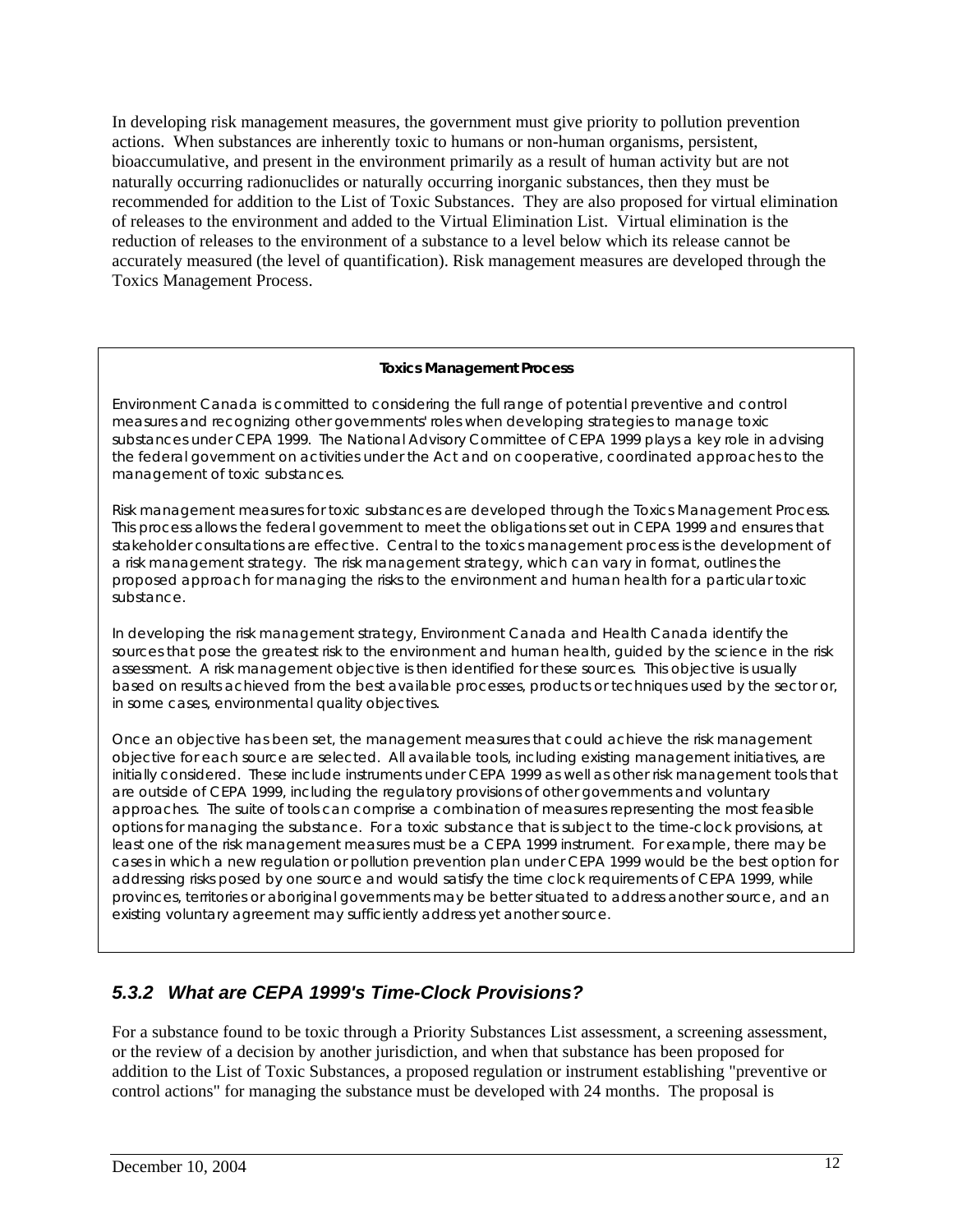In developing risk management measures, the government must give priority to pollution prevention actions. When substances are inherently toxic to humans or non-human organisms, persistent, bioaccumulative, and present in the environment primarily as a result of human activity but are not naturally occurring radionuclides or naturally occurring inorganic substances, then they must be recommended for addition to the List of Toxic Substances. They are also proposed for virtual elimination of releases to the environment and added to the Virtual Elimination List. Virtual elimination is the reduction of releases to the environment of a substance to a level below which its release cannot be accurately measured (the level of quantification). Risk management measures are developed through the Toxics Management Process.

**Toxics Management Process**

Environment Canada is committed to considering the full range of potential preventive and control measures and recognizing other governments' roles when developing strategies to manage toxic substances under CEPA 1999. The National Advisory Committee of CEPA 1999 plays a key role in advising the federal government on activities under the Act and on cooperative, coordinated approaches to the management of toxic substances.

Risk management measures for toxic substances are developed through the Toxics Management Process. This process allows the federal government to meet the obligations set out in CEPA 1999 and ensures that stakeholder consultations are effective. Central to the toxics management process is the development of a risk management strategy. The risk management strategy, which can vary in format, outlines the proposed approach for managing the risks to the environment and human health for a particular toxic substance.

In developing the risk management strategy, Environment Canada and Health Canada identify the sources that pose the greatest risk to the environment and human health, guided by the science in the risk assessment. A risk management objective is then identified for these sources. This objective is usually based on results achieved from the best available processes, products or techniques used by the sector or, in some cases, environmental quality objectives.

Once an objective has been set, the management measures that could achieve the risk management objective for each source are selected. All available tools, including existing management initiatives, are initially considered. These include instruments under CEPA 1999 as well as other risk management tools that are outside of CEPA 1999, including the regulatory provisions of other governments and voluntary approaches. The suite of tools can comprise a combination of measures representing the most feasible options for managing the substance. For a toxic substance that is subject to the time-clock provisions, at least one of the risk management measures must be a CEPA 1999 instrument. For example, there may be cases in which a new regulation or pollution prevention plan under CEPA 1999 would be the best option for addressing risks posed by one source and would satisfy the time clock requirements of CEPA 1999, while provinces, territories or aboriginal governments may be better situated to address another source, and an existing voluntary agreement may sufficiently address yet another source.

### *5.3.2 What are CEPA 1999's Time-Clock Provisions?*

For a substance found to be toxic through a Priority Substances List assessment, a screening assessment, or the review of a decision by another jurisdiction, and when that substance has been proposed for addition to the List of Toxic Substances, a proposed regulation or instrument establishing "preventive or control actions" for managing the substance must be developed with 24 months. The proposal is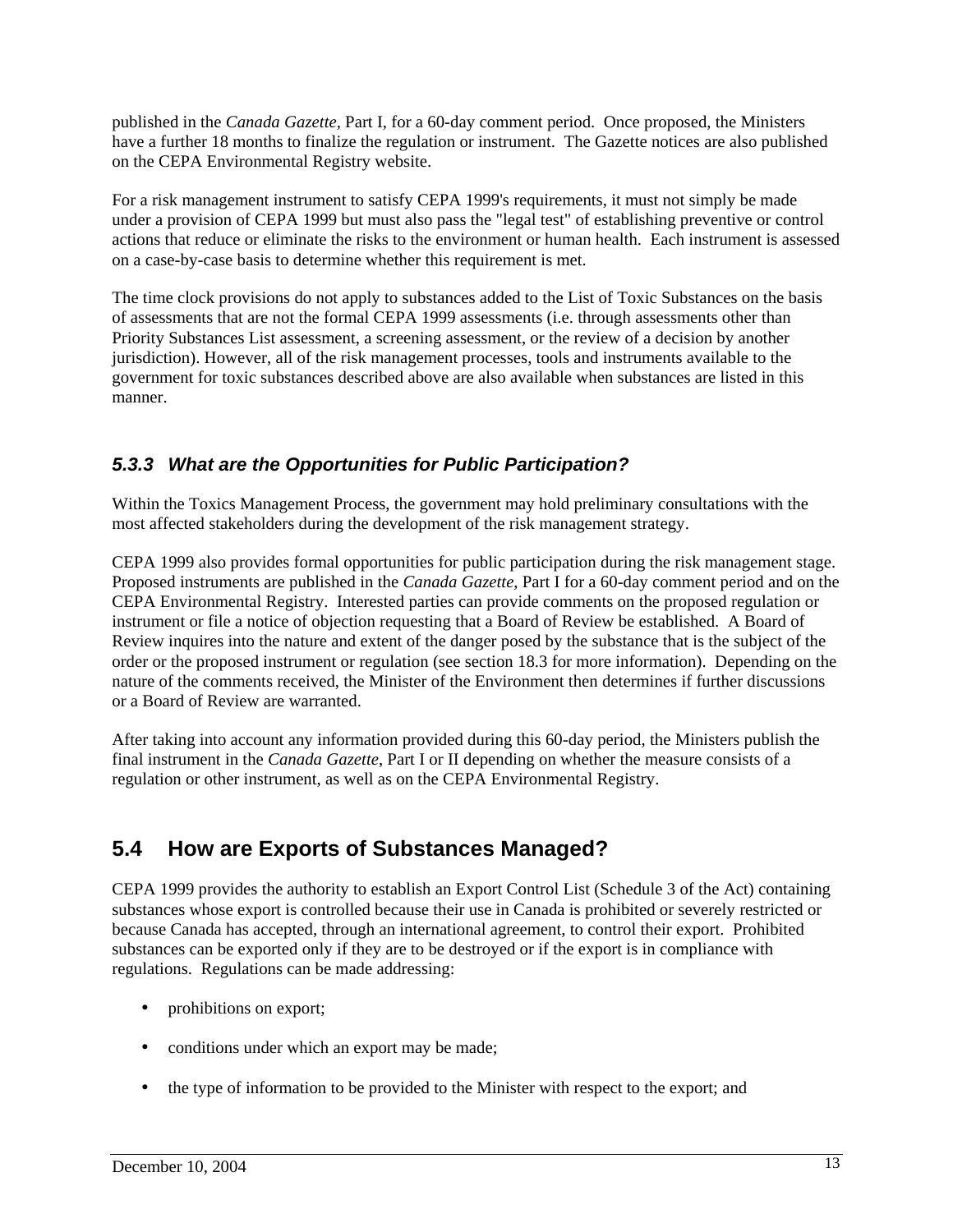published in the *Canada Gazette*, Part I, for a 60-day comment period. Once proposed, the Ministers have a further 18 months to finalize the regulation or instrument. The Gazette notices are also published on the CEPA Environmental Registry website.

For a risk management instrument to satisfy CEPA 1999's requirements, it must not simply be made under a provision of CEPA 1999 but must also pass the "legal test" of establishing preventive or control actions that reduce or eliminate the risks to the environment or human health. Each instrument is assessed on a case-by-case basis to determine whether this requirement is met.

The time clock provisions do not apply to substances added to the List of Toxic Substances on the basis of assessments that are not the formal CEPA 1999 assessments (i.e. through assessments other than Priority Substances List assessment, a screening assessment, or the review of a decision by another jurisdiction). However, all of the risk management processes, tools and instruments available to the government for toxic substances described above are also available when substances are listed in this manner.

### *5.3.3 What are the Opportunities for Public Participation?*

Within the Toxics Management Process, the government may hold preliminary consultations with the most affected stakeholders during the development of the risk management strategy.

CEPA 1999 also provides formal opportunities for public participation during the risk management stage. Proposed instruments are published in the *Canada Gazette*, Part I for a 60-day comment period and on the CEPA Environmental Registry. Interested parties can provide comments on the proposed regulation or instrument or file a notice of objection requesting that a Board of Review be established. A Board of Review inquires into the nature and extent of the danger posed by the substance that is the subject of the order or the proposed instrument or regulation (see section 18.3 for more information). Depending on the nature of the comments received, the Minister of the Environment then determines if further discussions or a Board of Review are warranted.

After taking into account any information provided during this 60-day period, the Ministers publish the final instrument in the *Canada Gazette*, Part I or II depending on whether the measure consists of a regulation or other instrument, as well as on the CEPA Environmental Registry.

## 5.4 How are Exports of Substances Managed?

CEPA 1999 provides the authority to establish an Export Control List (Schedule 3 of the Act) containing substances whose export is controlled because their use in Canada is prohibited or severely restricted or because Canada has accepted, through an international agreement, to control their export. Prohibited substances can be exported only if they are to be destroyed or if the export is in compliance with regulations. Regulations can be made addressing:

- prohibitions on export;
- conditions under which an export may be made;
- the type of information to be provided to the Minister with respect to the export; and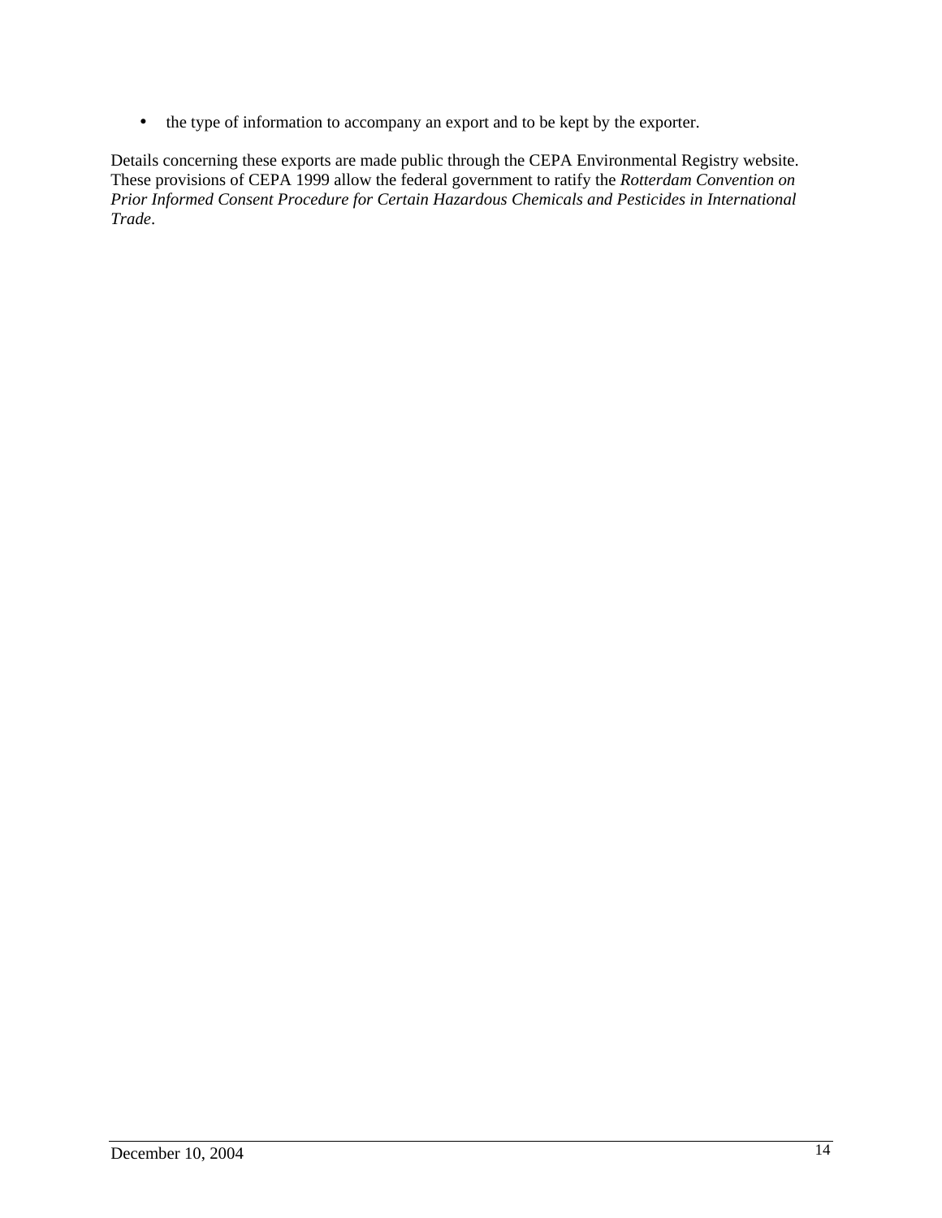- the type of information to accompany an export and to be kept by the exporter.

Details concerning these exports are made public through the CEPA Environmental Registry website. These provisions of CEPA 1999 allow the federal government to ratify the *Rotterdam Convention on Prior Informed Consent Procedure for Certain Hazardous Chemicals and Pesticides in International Trade*.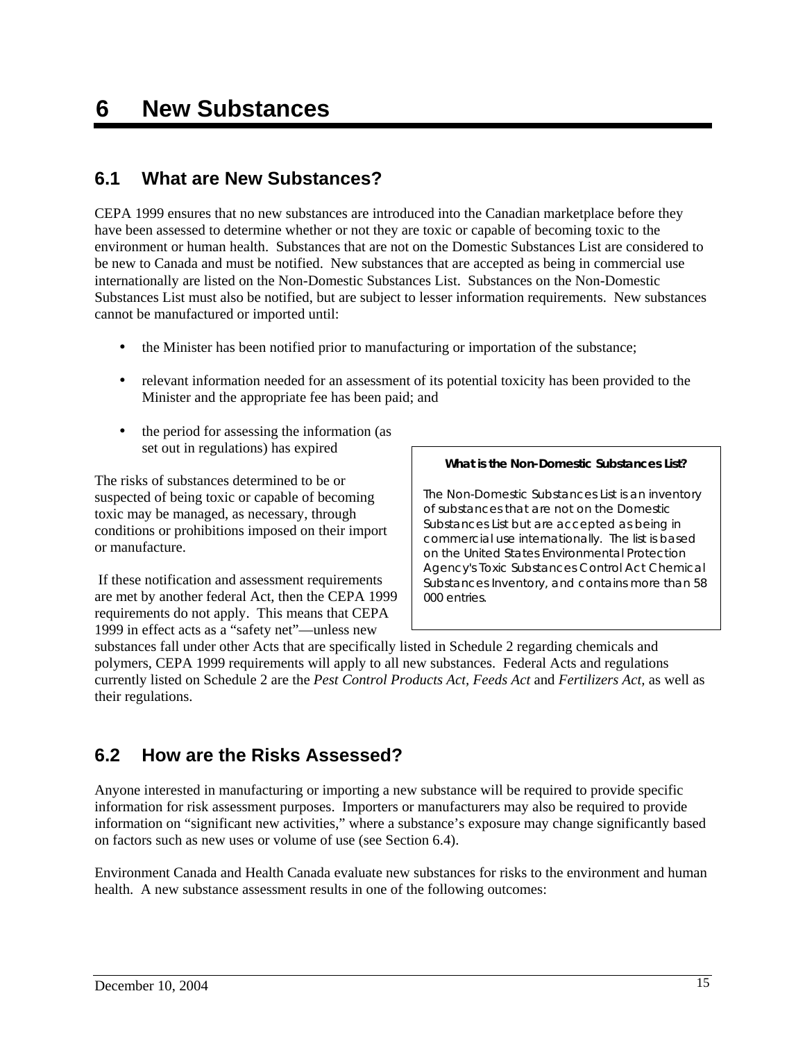# 6 New Substances

## 6.1 What are New Substances?

CEPA 1999 ensures that no new substances are introduced into the Canadian marketplace before they have been assessed to determine whether or not they are toxic or capable of becoming toxic to the environment or human health. Substances that are not on the Domestic Substances List are considered to be new to Canada and must be notified. New substances that are accepted as being in commercial use internationally are listed on the Non-Domestic Substances List. Substances on the Non-Domestic Substances List must also be notified, but are subject to lesser information requirements. New substances cannot be manufactured or imported until:

- the Minister has been notified prior to manufacturing or importation of the substance;
- relevant information needed for an assessment of its potential toxicity has been provided to the Minister and the appropriate fee has been paid; and
- the period for assessing the information (as set out in regulations) has expired

The risks of substances determined to be or suspected of being toxic or capable of becoming toxic may be managed, as necessary, through conditions or prohibitions imposed on their import or manufacture.

If these notification and assessment requirements are met by another federal Act, then the CEPA 1999 requirements do not apply. This means that CEPA 1999 in effect acts as a "safety net"—unless new substances fall under other Acts that are specifically listed in Schedule 2 regarding chemicals and polymers, CEPA 1999 requirements will apply to all new substances. Federal Acts and regulations currently listed on Schedule 2 are the *Pest Control Products Act*, *Feeds Act* and *Fertilizers Act*, as well as their regulations.

> **What is the Non-Domestic Substances List?**
>
> The Non-Domestic Substances List is an inventory of substances that are not on the Domestic Substances List but are accepted as being in commercial use internationally. The list is based on the United States Environmental Protection Agency's Toxic Substances Control Act Chemical Substances Inventory, and contains more than 58 000 entries.

## 6.2 How are the Risks Assessed?

Anyone interested in manufacturing or importing a new substance will be required to provide specific information for risk assessment purposes. Importers or manufacturers may also be required to provide information on "significant new activities," where a substance's exposure may change significantly based on factors such as new uses or volume of use (see Section 6.4).

Environment Canada and Health Canada evaluate new substances for risks to the environment and human health. A new substance assessment results in one of the following outcomes: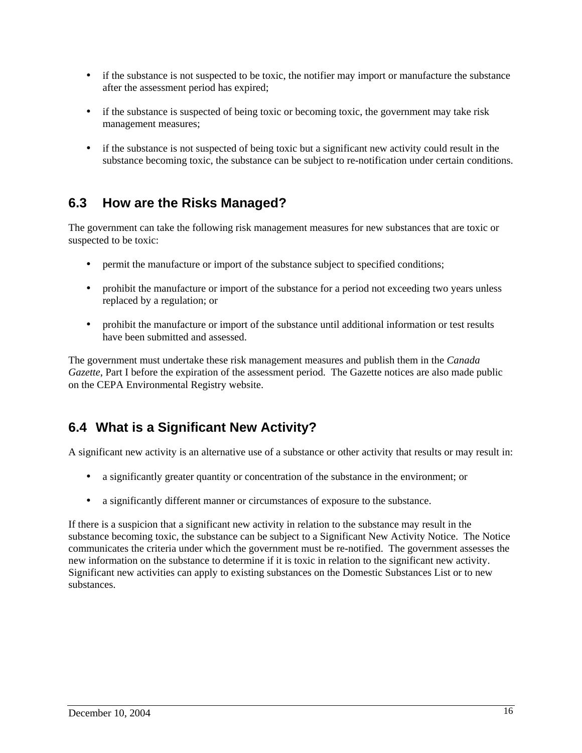- if the substance is not suspected to be toxic, the notifier may import or manufacture the substance after the assessment period has expired;
- if the substance is suspected of being toxic or becoming toxic, the government may take risk management measures;
- if the substance is not suspected of being toxic but a significant new activity could result in the substance becoming toxic, the substance can be subject to re-notification under certain conditions.

## 6.3 How are the Risks Managed?

The government can take the following risk management measures for new substances that are toxic or suspected to be toxic:

- permit the manufacture or import of the substance subject to specified conditions;
- prohibit the manufacture or import of the substance for a period not exceeding two years unless replaced by a regulation; or
- prohibit the manufacture or import of the substance until additional information or test results have been submitted and assessed.

The government must undertake these risk management measures and publish them in the *Canada Gazette*, Part I before the expiration of the assessment period. The Gazette notices are also made public on the CEPA Environmental Registry website.

## 6.4 What is a Significant New Activity?

A significant new activity is an alternative use of a substance or other activity that results or may result in:

- a significantly greater quantity or concentration of the substance in the environment; or
- a significantly different manner or circumstances of exposure to the substance.

If there is a suspicion that a significant new activity in relation to the substance may result in the substance becoming toxic, the substance can be subject to a Significant New Activity Notice. The Notice communicates the criteria under which the government must be re-notified. The government assesses the new information on the substance to determine if it is toxic in relation to the significant new activity. Significant new activities can apply to existing substances on the Domestic Substances List or to new substances.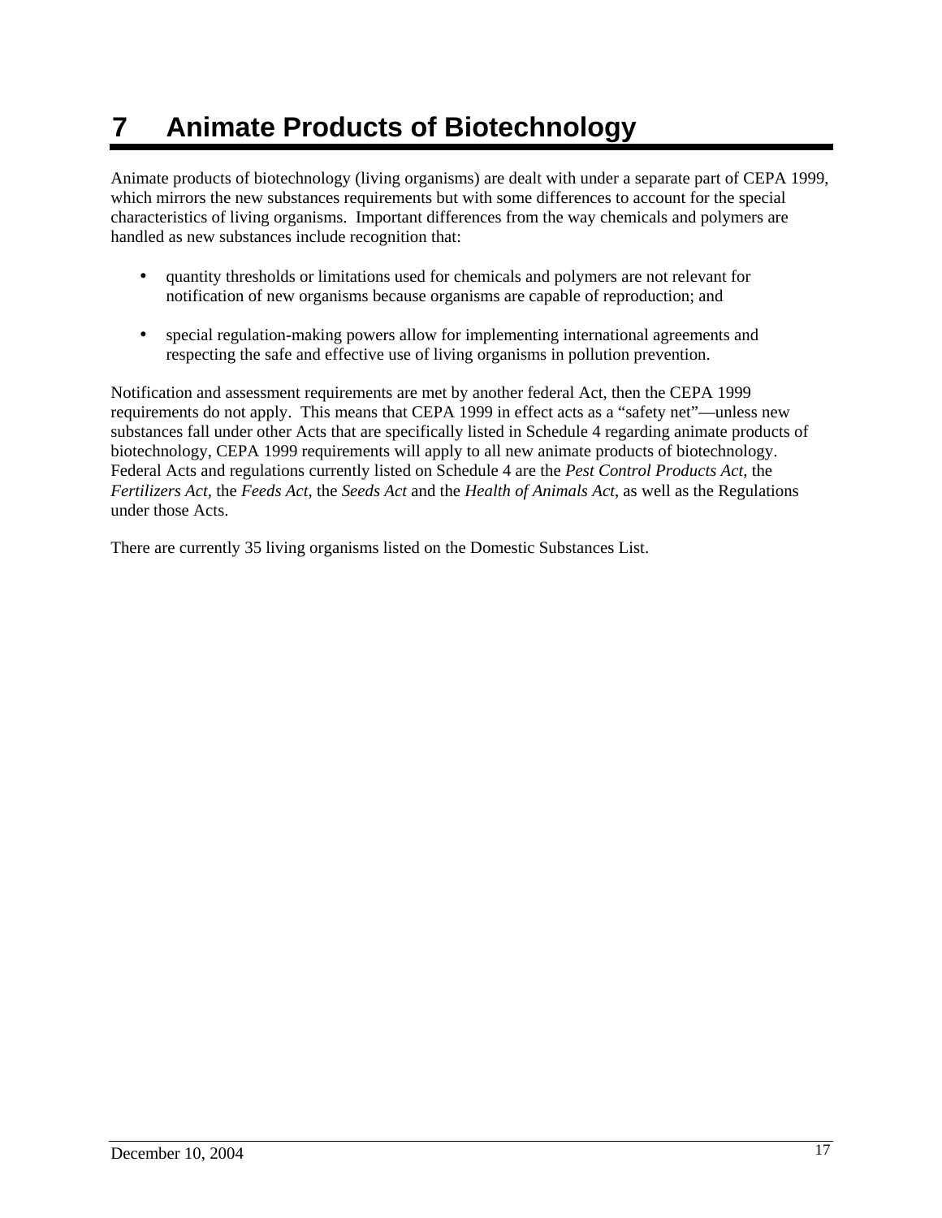# 7 Animate Products of Biotechnology

Animate products of biotechnology (living organisms) are dealt with under a separate part of CEPA 1999, which mirrors the new substances requirements but with some differences to account for the special characteristics of living organisms. Important differences from the way chemicals and polymers are handled as new substances include recognition that:

- quantity thresholds or limitations used for chemicals and polymers are not relevant for notification of new organisms because organisms are capable of reproduction; and

- special regulation-making powers allow for implementing international agreements and respecting the safe and effective use of living organisms in pollution prevention.

Notification and assessment requirements are met by another federal Act, then the CEPA 1999 requirements do not apply. This means that CEPA 1999 in effect acts as a "safety net"—unless new substances fall under other Acts that are specifically listed in Schedule 4 regarding animate products of biotechnology, CEPA 1999 requirements will apply to all new animate products of biotechnology. Federal Acts and regulations currently listed on Schedule 4 are the *Pest Control Products Act*, the *Fertilizers Act*, the *Feeds Act*, the *Seeds Act* and the *Health of Animals Act*, as well as the Regulations under those Acts.

There are currently 35 living organisms listed on the Domestic Substances List.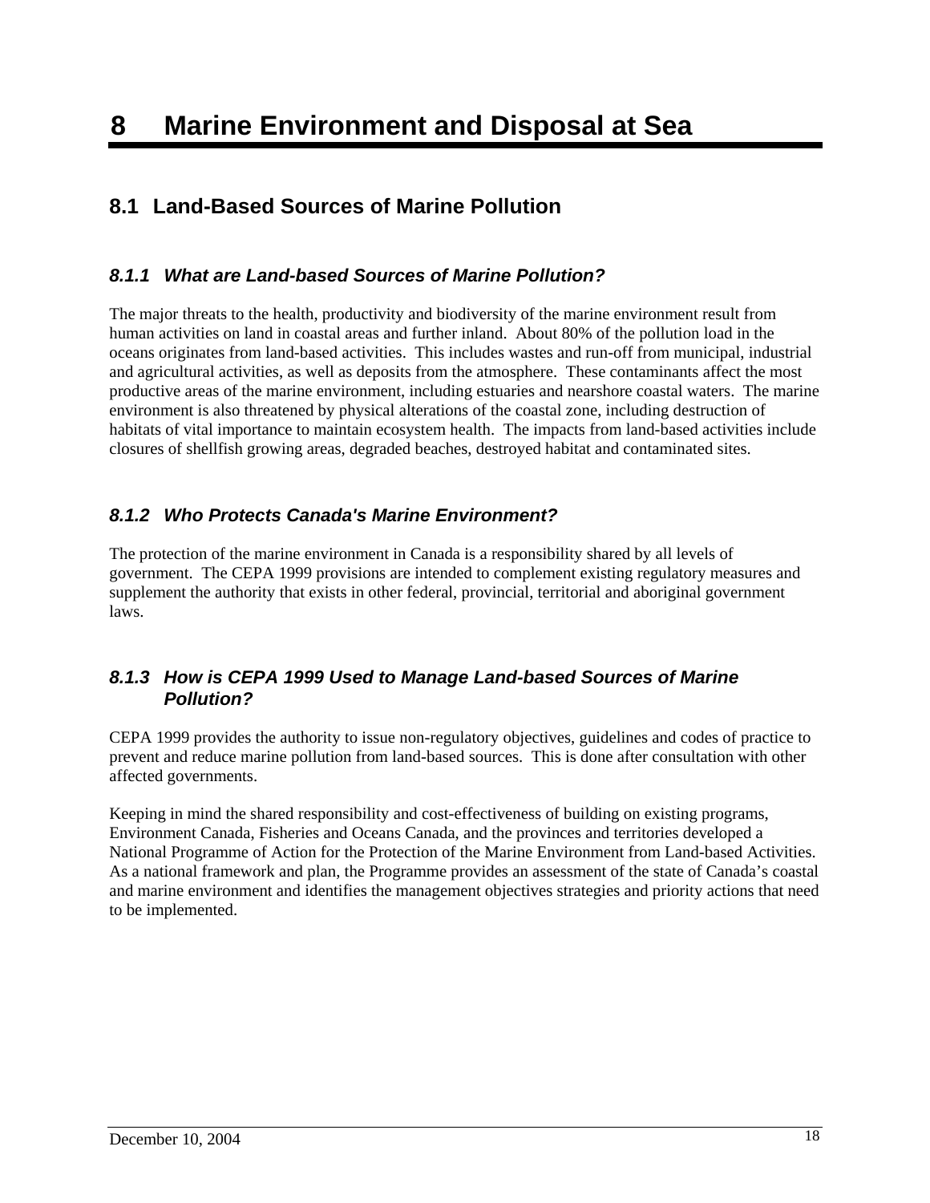# 8 Marine Environment and Disposal at Sea

## 8.1 Land-Based Sources of Marine Pollution

### *8.1.1 What are Land-based Sources of Marine Pollution?*

The major threats to the health, productivity and biodiversity of the marine environment result from human activities on land in coastal areas and further inland. About 80% of the pollution load in the oceans originates from land-based activities. This includes wastes and run-off from municipal, industrial and agricultural activities, as well as deposits from the atmosphere. These contaminants affect the most productive areas of the marine environment, including estuaries and nearshore coastal waters. The marine environment is also threatened by physical alterations of the coastal zone, including destruction of habitats of vital importance to maintain ecosystem health. The impacts from land-based activities include closures of shellfish growing areas, degraded beaches, destroyed habitat and contaminated sites.

### *8.1.2 Who Protects Canada's Marine Environment?*

The protection of the marine environment in Canada is a responsibility shared by all levels of government. The CEPA 1999 provisions are intended to complement existing regulatory measures and supplement the authority that exists in other federal, provincial, territorial and aboriginal government laws.

### *8.1.3 How is CEPA 1999 Used to Manage Land-based Sources of Marine Pollution?*

CEPA 1999 provides the authority to issue non-regulatory objectives, guidelines and codes of practice to prevent and reduce marine pollution from land-based sources. This is done after consultation with other affected governments.

Keeping in mind the shared responsibility and cost-effectiveness of building on existing programs, Environment Canada, Fisheries and Oceans Canada, and the provinces and territories developed a National Programme of Action for the Protection of the Marine Environment from Land-based Activities. As a national framework and plan, the Programme provides an assessment of the state of Canada's coastal and marine environment and identifies the management objectives strategies and priority actions that need to be implemented.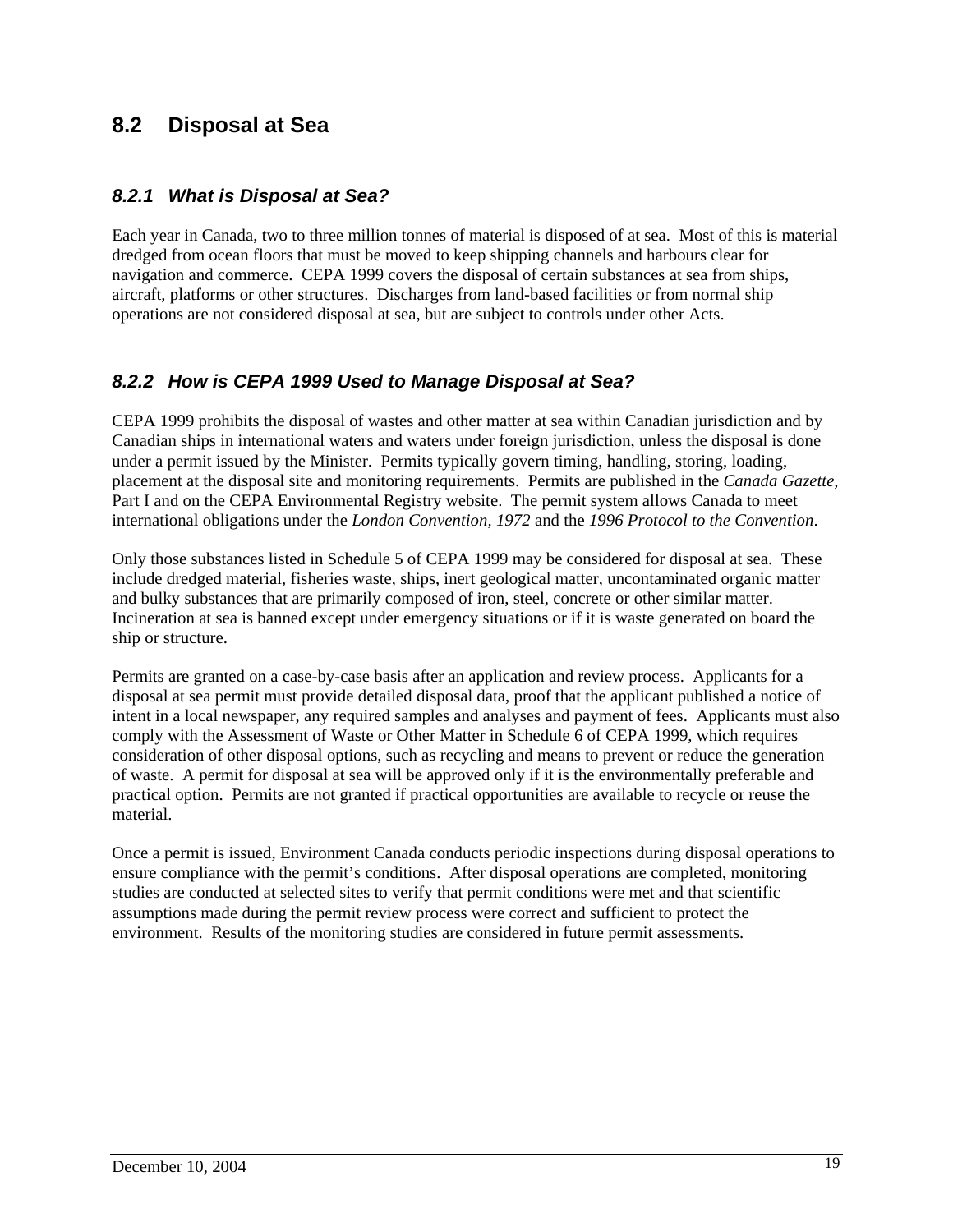## 8.2 Disposal at Sea

### *8.2.1 What is Disposal at Sea?*

Each year in Canada, two to three million tonnes of material is disposed of at sea. Most of this is material dredged from ocean floors that must be moved to keep shipping channels and harbours clear for navigation and commerce. CEPA 1999 covers the disposal of certain substances at sea from ships, aircraft, platforms or other structures. Discharges from land-based facilities or from normal ship operations are not considered disposal at sea, but are subject to controls under other Acts.

### *8.2.2 How is CEPA 1999 Used to Manage Disposal at Sea?*

CEPA 1999 prohibits the disposal of wastes and other matter at sea within Canadian jurisdiction and by Canadian ships in international waters and waters under foreign jurisdiction, unless the disposal is done under a permit issued by the Minister. Permits typically govern timing, handling, storing, loading, placement at the disposal site and monitoring requirements. Permits are published in the *Canada Gazette*, Part I and on the CEPA Environmental Registry website. The permit system allows Canada to meet international obligations under the *London Convention, 1972* and the *1996 Protocol to the Convention*.

Only those substances listed in Schedule 5 of CEPA 1999 may be considered for disposal at sea. These include dredged material, fisheries waste, ships, inert geological matter, uncontaminated organic matter and bulky substances that are primarily composed of iron, steel, concrete or other similar matter. Incineration at sea is banned except under emergency situations or if it is waste generated on board the ship or structure.

Permits are granted on a case-by-case basis after an application and review process. Applicants for a disposal at sea permit must provide detailed disposal data, proof that the applicant published a notice of intent in a local newspaper, any required samples and analyses and payment of fees. Applicants must also comply with the Assessment of Waste or Other Matter in Schedule 6 of CEPA 1999, which requires consideration of other disposal options, such as recycling and means to prevent or reduce the generation of waste. A permit for disposal at sea will be approved only if it is the environmentally preferable and practical option. Permits are not granted if practical opportunities are available to recycle or reuse the material.

Once a permit is issued, Environment Canada conducts periodic inspections during disposal operations to ensure compliance with the permit's conditions. After disposal operations are completed, monitoring studies are conducted at selected sites to verify that permit conditions were met and that scientific assumptions made during the permit review process were correct and sufficient to protect the environment. Results of the monitoring studies are considered in future permit assessments.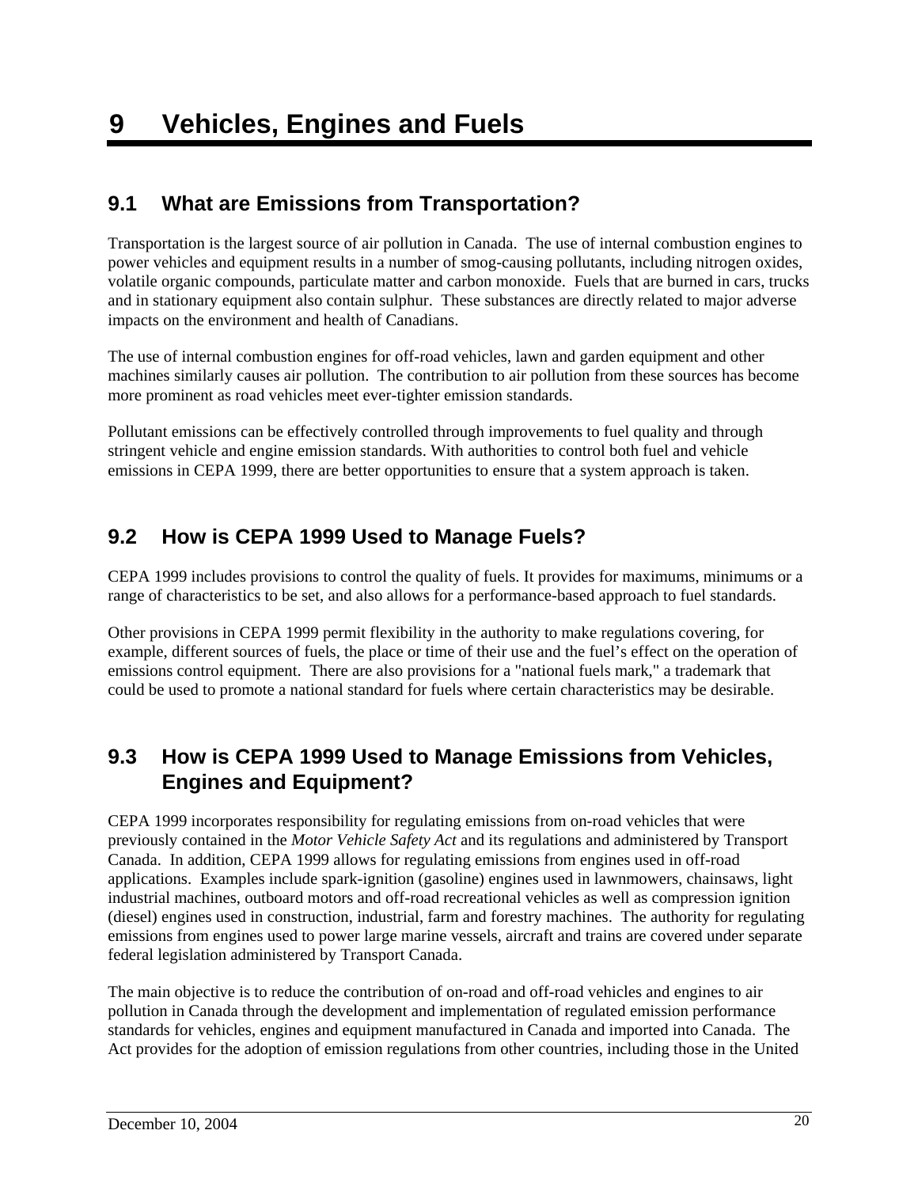# 9 Vehicles, Engines and Fuels

## 9.1 What are Emissions from Transportation?

Transportation is the largest source of air pollution in Canada. The use of internal combustion engines to power vehicles and equipment results in a number of smog-causing pollutants, including nitrogen oxides, volatile organic compounds, particulate matter and carbon monoxide. Fuels that are burned in cars, trucks and in stationary equipment also contain sulphur. These substances are directly related to major adverse impacts on the environment and health of Canadians.

The use of internal combustion engines for off-road vehicles, lawn and garden equipment and other machines similarly causes air pollution. The contribution to air pollution from these sources has become more prominent as road vehicles meet ever-tighter emission standards.

Pollutant emissions can be effectively controlled through improvements to fuel quality and through stringent vehicle and engine emission standards. With authorities to control both fuel and vehicle emissions in CEPA 1999, there are better opportunities to ensure that a system approach is taken.

## 9.2 How is CEPA 1999 Used to Manage Fuels?

CEPA 1999 includes provisions to control the quality of fuels. It provides for maximums, minimums or a range of characteristics to be set, and also allows for a performance-based approach to fuel standards.

Other provisions in CEPA 1999 permit flexibility in the authority to make regulations covering, for example, different sources of fuels, the place or time of their use and the fuel's effect on the operation of emissions control equipment. There are also provisions for a "national fuels mark," a trademark that could be used to promote a national standard for fuels where certain characteristics may be desirable.

## 9.3 How is CEPA 1999 Used to Manage Emissions from Vehicles, Engines and Equipment?

CEPA 1999 incorporates responsibility for regulating emissions from on-road vehicles that were previously contained in the *Motor Vehicle Safety Act* and its regulations and administered by Transport Canada. In addition, CEPA 1999 allows for regulating emissions from engines used in off-road applications. Examples include spark-ignition (gasoline) engines used in lawnmowers, chainsaws, light industrial machines, outboard motors and off-road recreational vehicles as well as compression ignition (diesel) engines used in construction, industrial, farm and forestry machines. The authority for regulating emissions from engines used to power large marine vessels, aircraft and trains are covered under separate federal legislation administered by Transport Canada.

The main objective is to reduce the contribution of on-road and off-road vehicles and engines to air pollution in Canada through the development and implementation of regulated emission performance standards for vehicles, engines and equipment manufactured in Canada and imported into Canada. The Act provides for the adoption of emission regulations from other countries, including those in the United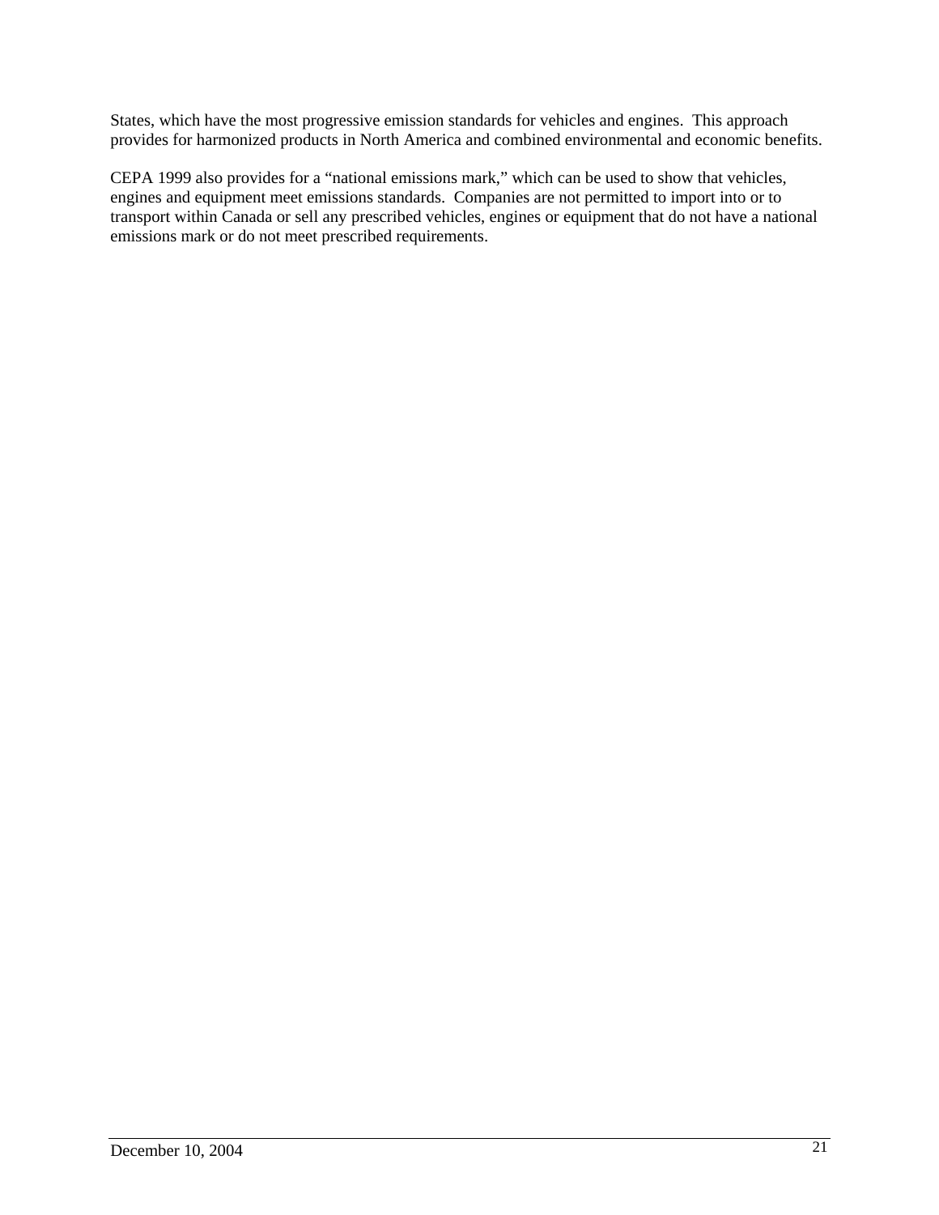States, which have the most progressive emission standards for vehicles and engines. This approach provides for harmonized products in North America and combined environmental and economic benefits.

CEPA 1999 also provides for a "national emissions mark," which can be used to show that vehicles, engines and equipment meet emissions standards. Companies are not permitted to import into or to transport within Canada or sell any prescribed vehicles, engines or equipment that do not have a national emissions mark or do not meet prescribed requirements.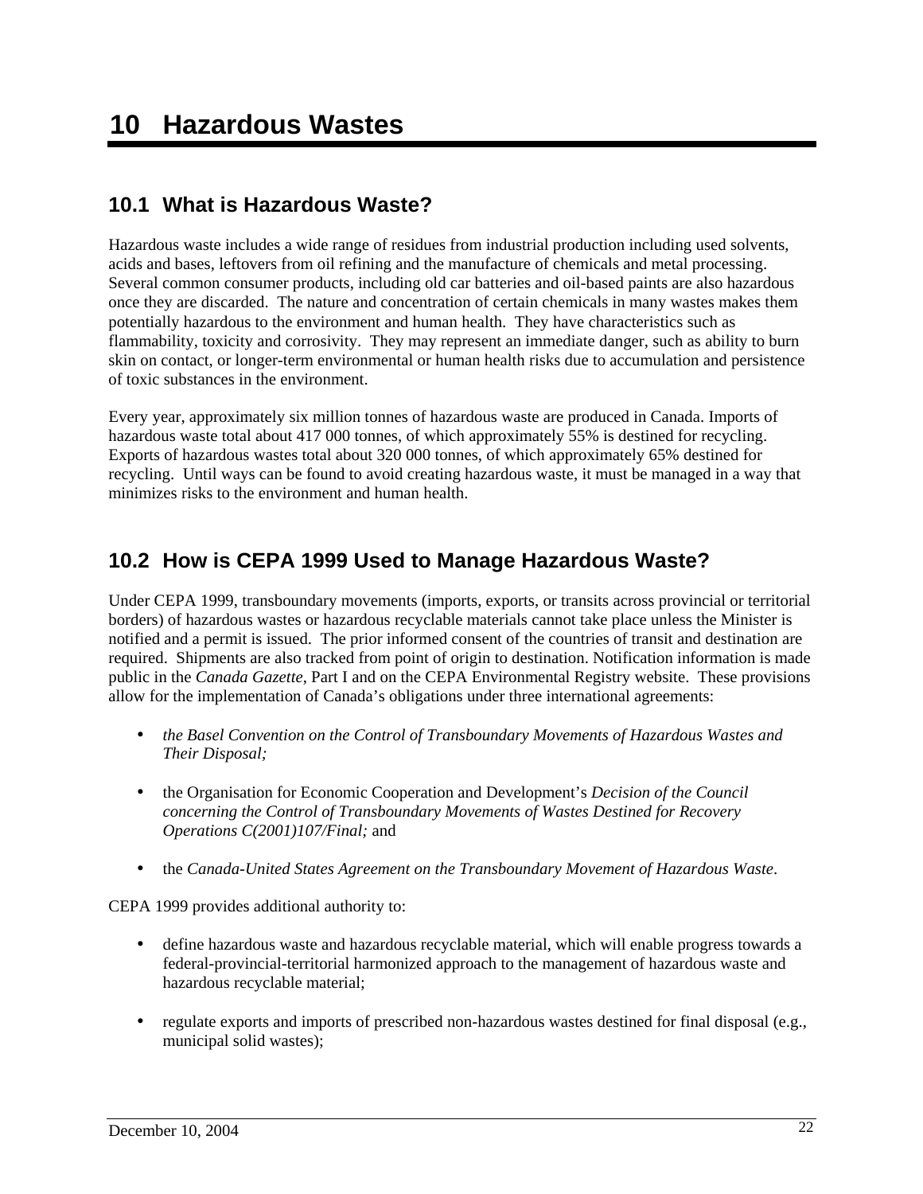# 10 Hazardous Wastes

## 10.1 What is Hazardous Waste?

Hazardous waste includes a wide range of residues from industrial production including used solvents, acids and bases, leftovers from oil refining and the manufacture of chemicals and metal processing. Several common consumer products, including old car batteries and oil-based paints are also hazardous once they are discarded. The nature and concentration of certain chemicals in many wastes makes them potentially hazardous to the environment and human health. They have characteristics such as flammability, toxicity and corrosivity. They may represent an immediate danger, such as ability to burn skin on contact, or longer-term environmental or human health risks due to accumulation and persistence of toxic substances in the environment.

Every year, approximately six million tonnes of hazardous waste are produced in Canada. Imports of hazardous waste total about 417 000 tonnes, of which approximately 55% is destined for recycling. Exports of hazardous wastes total about 320 000 tonnes, of which approximately 65% destined for recycling. Until ways can be found to avoid creating hazardous waste, it must be managed in a way that minimizes risks to the environment and human health.

## 10.2 How is CEPA 1999 Used to Manage Hazardous Waste?

Under CEPA 1999, transboundary movements (imports, exports, or transits across provincial or territorial borders) of hazardous wastes or hazardous recyclable materials cannot take place unless the Minister is notified and a permit is issued. The prior informed consent of the countries of transit and destination are required. Shipments are also tracked from point of origin to destination. Notification information is made public in the *Canada Gazette*, Part I and on the CEPA Environmental Registry website. These provisions allow for the implementation of Canada's obligations under three international agreements:

- *the Basel Convention on the Control of Transboundary Movements of Hazardous Wastes and Their Disposal;*
- the Organisation for Economic Cooperation and Development's *Decision of the Council concerning the Control of Transboundary Movements of Wastes Destined for Recovery Operations C(2001)107/Final;* and
- the *Canada-United States Agreement on the Transboundary Movement of Hazardous Waste*.

CEPA 1999 provides additional authority to:

- define hazardous waste and hazardous recyclable material, which will enable progress towards a federal-provincial-territorial harmonized approach to the management of hazardous waste and hazardous recyclable material;
- regulate exports and imports of prescribed non-hazardous wastes destined for final disposal (e.g., municipal solid wastes);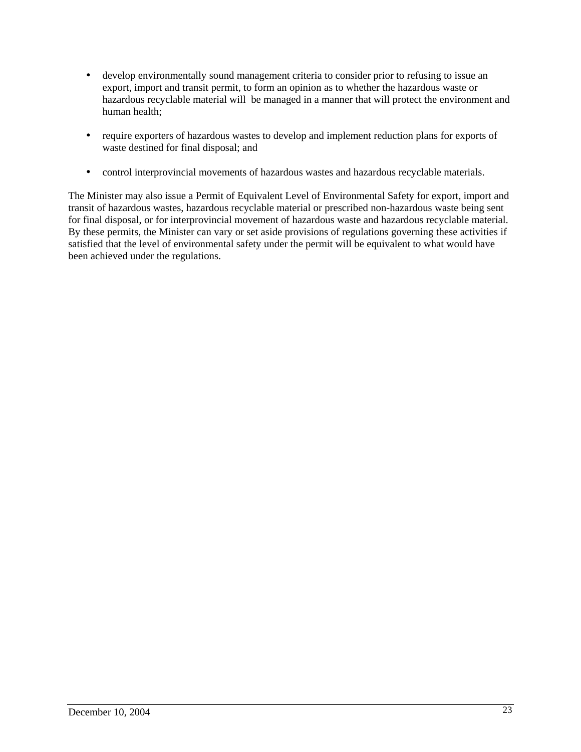- develop environmentally sound management criteria to consider prior to refusing to issue an export, import and transit permit, to form an opinion as to whether the hazardous waste or hazardous recyclable material will be managed in a manner that will protect the environment and human health;

- require exporters of hazardous wastes to develop and implement reduction plans for exports of waste destined for final disposal; and

- control interprovincial movements of hazardous wastes and hazardous recyclable materials.

The Minister may also issue a Permit of Equivalent Level of Environmental Safety for export, import and transit of hazardous wastes, hazardous recyclable material or prescribed non-hazardous waste being sent for final disposal, or for interprovincial movement of hazardous waste and hazardous recyclable material. By these permits, the Minister can vary or set aside provisions of regulations governing these activities if satisfied that the level of environmental safety under the permit will be equivalent to what would have been achieved under the regulations.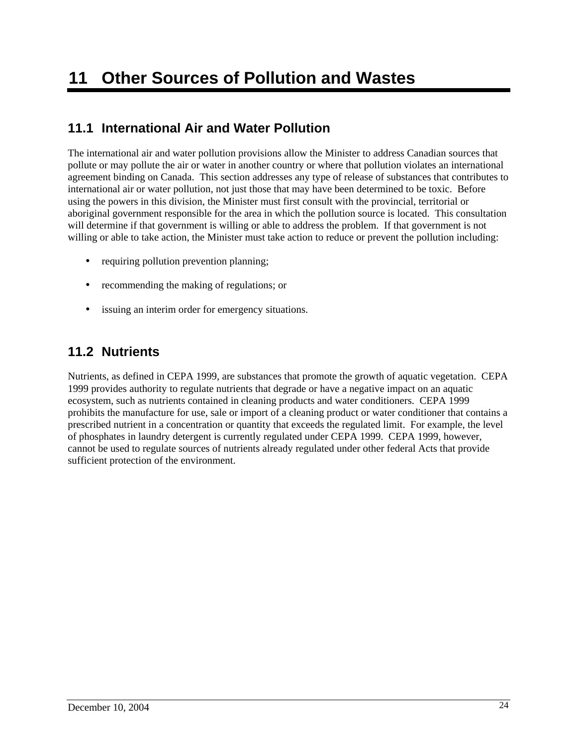# 11 Other Sources of Pollution and Wastes

## 11.1 International Air and Water Pollution

The international air and water pollution provisions allow the Minister to address Canadian sources that pollute or may pollute the air or water in another country or where that pollution violates an international agreement binding on Canada. This section addresses any type of release of substances that contributes to international air or water pollution, not just those that may have been determined to be toxic. Before using the powers in this division, the Minister must first consult with the provincial, territorial or aboriginal government responsible for the area in which the pollution source is located. This consultation will determine if that government is willing or able to address the problem. If that government is not willing or able to take action, the Minister must take action to reduce or prevent the pollution including:

- requiring pollution prevention planning;
- recommending the making of regulations; or
- issuing an interim order for emergency situations.

## 11.2 Nutrients

Nutrients, as defined in CEPA 1999, are substances that promote the growth of aquatic vegetation. CEPA 1999 provides authority to regulate nutrients that degrade or have a negative impact on an aquatic ecosystem, such as nutrients contained in cleaning products and water conditioners. CEPA 1999 prohibits the manufacture for use, sale or import of a cleaning product or water conditioner that contains a prescribed nutrient in a concentration or quantity that exceeds the regulated limit. For example, the level of phosphates in laundry detergent is currently regulated under CEPA 1999. CEPA 1999, however, cannot be used to regulate sources of nutrients already regulated under other federal Acts that provide sufficient protection of the environment.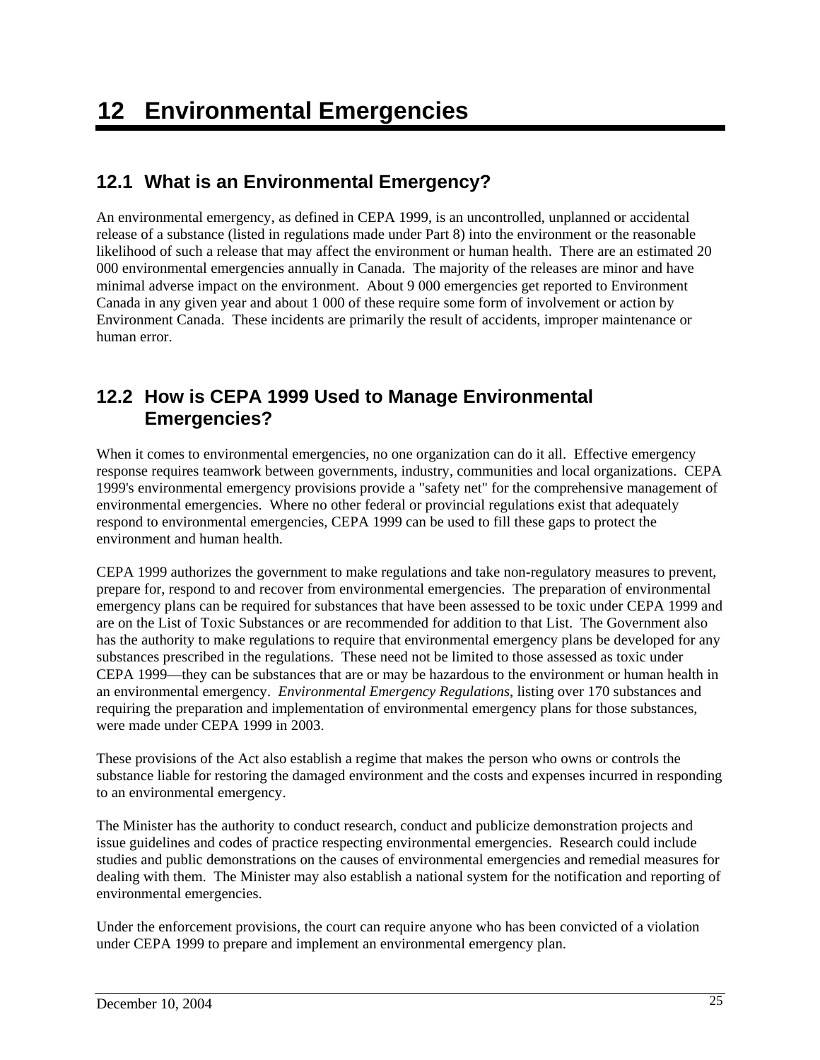# 12 Environmental Emergencies

## 12.1 What is an Environmental Emergency?

An environmental emergency, as defined in CEPA 1999, is an uncontrolled, unplanned or accidental release of a substance (listed in regulations made under Part 8) into the environment or the reasonable likelihood of such a release that may affect the environment or human health. There are an estimated 20 000 environmental emergencies annually in Canada. The majority of the releases are minor and have minimal adverse impact on the environment. About 9 000 emergencies get reported to Environment Canada in any given year and about 1 000 of these require some form of involvement or action by Environment Canada. These incidents are primarily the result of accidents, improper maintenance or human error.

## 12.2 How is CEPA 1999 Used to Manage Environmental Emergencies?

When it comes to environmental emergencies, no one organization can do it all. Effective emergency response requires teamwork between governments, industry, communities and local organizations. CEPA 1999's environmental emergency provisions provide a "safety net" for the comprehensive management of environmental emergencies. Where no other federal or provincial regulations exist that adequately respond to environmental emergencies, CEPA 1999 can be used to fill these gaps to protect the environment and human health.

CEPA 1999 authorizes the government to make regulations and take non-regulatory measures to prevent, prepare for, respond to and recover from environmental emergencies. The preparation of environmental emergency plans can be required for substances that have been assessed to be toxic under CEPA 1999 and are on the List of Toxic Substances or are recommended for addition to that List. The Government also has the authority to make regulations to require that environmental emergency plans be developed for any substances prescribed in the regulations. These need not be limited to those assessed as toxic under CEPA 1999—they can be substances that are or may be hazardous to the environment or human health in an environmental emergency. *Environmental Emergency Regulations*, listing over 170 substances and requiring the preparation and implementation of environmental emergency plans for those substances, were made under CEPA 1999 in 2003.

These provisions of the Act also establish a regime that makes the person who owns or controls the substance liable for restoring the damaged environment and the costs and expenses incurred in responding to an environmental emergency.

The Minister has the authority to conduct research, conduct and publicize demonstration projects and issue guidelines and codes of practice respecting environmental emergencies. Research could include studies and public demonstrations on the causes of environmental emergencies and remedial measures for dealing with them. The Minister may also establish a national system for the notification and reporting of environmental emergencies.

Under the enforcement provisions, the court can require anyone who has been convicted of a violation under CEPA 1999 to prepare and implement an environmental emergency plan.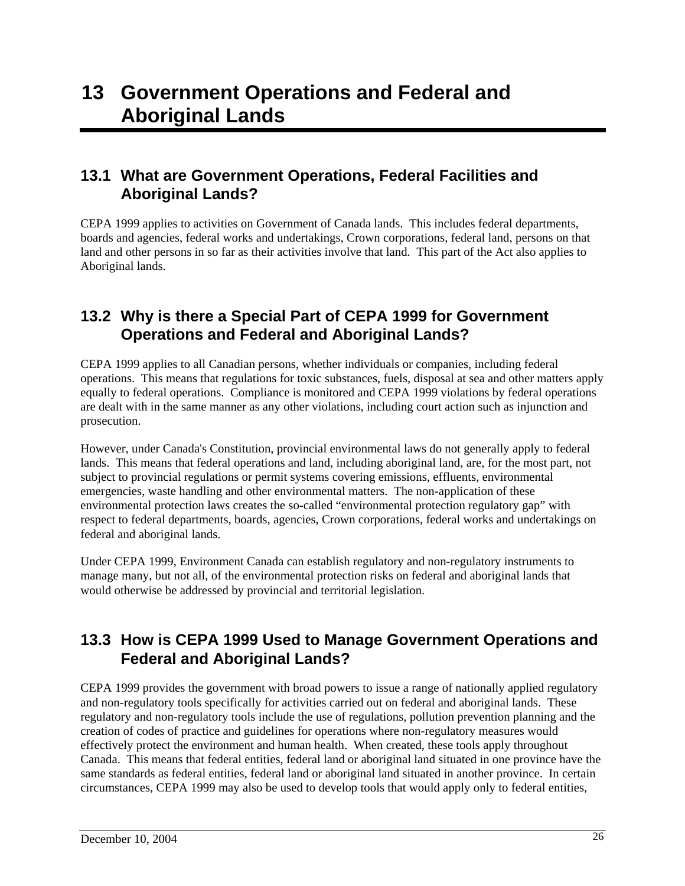# 13 Government Operations and Federal and Aboriginal Lands

## 13.1 What are Government Operations, Federal Facilities and Aboriginal Lands?

CEPA 1999 applies to activities on Government of Canada lands. This includes federal departments, boards and agencies, federal works and undertakings, Crown corporations, federal land, persons on that land and other persons in so far as their activities involve that land. This part of the Act also applies to Aboriginal lands.

## 13.2 Why is there a Special Part of CEPA 1999 for Government Operations and Federal and Aboriginal Lands?

CEPA 1999 applies to all Canadian persons, whether individuals or companies, including federal operations. This means that regulations for toxic substances, fuels, disposal at sea and other matters apply equally to federal operations. Compliance is monitored and CEPA 1999 violations by federal operations are dealt with in the same manner as any other violations, including court action such as injunction and prosecution.

However, under Canada's Constitution, provincial environmental laws do not generally apply to federal lands. This means that federal operations and land, including aboriginal land, are, for the most part, not subject to provincial regulations or permit systems covering emissions, effluents, environmental emergencies, waste handling and other environmental matters. The non-application of these environmental protection laws creates the so-called “environmental protection regulatory gap” with respect to federal departments, boards, agencies, Crown corporations, federal works and undertakings on federal and aboriginal lands.

Under CEPA 1999, Environment Canada can establish regulatory and non-regulatory instruments to manage many, but not all, of the environmental protection risks on federal and aboriginal lands that would otherwise be addressed by provincial and territorial legislation.

## 13.3 How is CEPA 1999 Used to Manage Government Operations and Federal and Aboriginal Lands?

CEPA 1999 provides the government with broad powers to issue a range of nationally applied regulatory and non-regulatory tools specifically for activities carried out on federal and aboriginal lands. These regulatory and non-regulatory tools include the use of regulations, pollution prevention planning and the creation of codes of practice and guidelines for operations where non-regulatory measures would effectively protect the environment and human health. When created, these tools apply throughout Canada. This means that federal entities, federal land or aboriginal land situated in one province have the same standards as federal entities, federal land or aboriginal land situated in another province. In certain circumstances, CEPA 1999 may also be used to develop tools that would apply only to federal entities,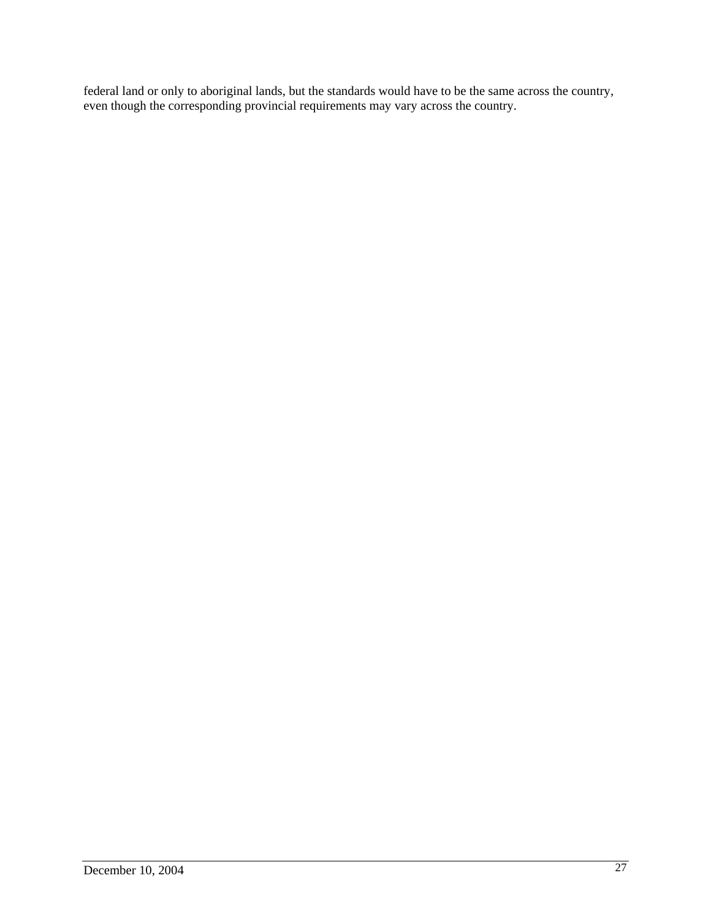federal land or only to aboriginal lands, but the standards would have to be the same across the country, even though the corresponding provincial requirements may vary across the country.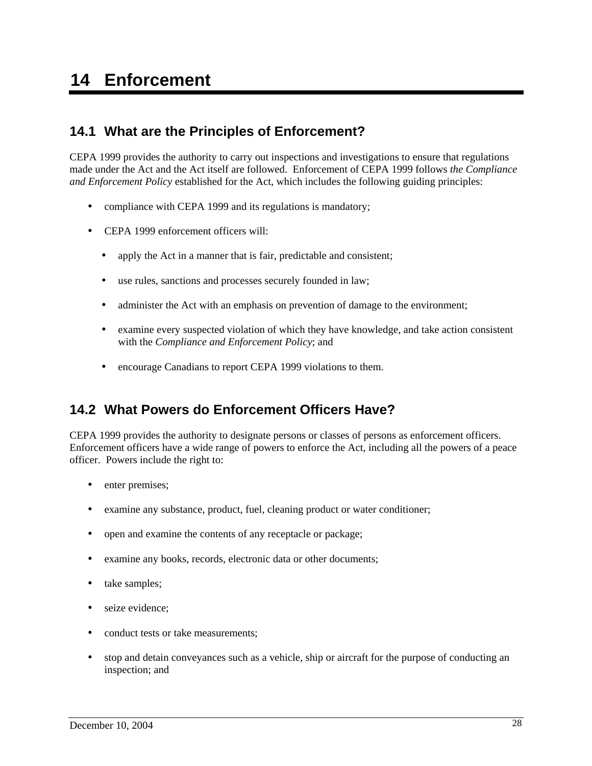# 14 Enforcement

## 14.1 What are the Principles of Enforcement?

CEPA 1999 provides the authority to carry out inspections and investigations to ensure that regulations made under the Act and the Act itself are followed. Enforcement of CEPA 1999 follows *the Compliance and Enforcement Policy* established for the Act, which includes the following guiding principles:

- compliance with CEPA 1999 and its regulations is mandatory;
- CEPA 1999 enforcement officers will:
  - apply the Act in a manner that is fair, predictable and consistent;
  - use rules, sanctions and processes securely founded in law;
  - administer the Act with an emphasis on prevention of damage to the environment;
  - examine every suspected violation of which they have knowledge, and take action consistent with the *Compliance and Enforcement Policy*; and
  - encourage Canadians to report CEPA 1999 violations to them.

## 14.2 What Powers do Enforcement Officers Have?

CEPA 1999 provides the authority to designate persons or classes of persons as enforcement officers. Enforcement officers have a wide range of powers to enforce the Act, including all the powers of a peace officer. Powers include the right to:

- enter premises;
- examine any substance, product, fuel, cleaning product or water conditioner;
- open and examine the contents of any receptacle or package;
- examine any books, records, electronic data or other documents;
- take samples;
- seize evidence;
- conduct tests or take measurements;
- stop and detain conveyances such as a vehicle, ship or aircraft for the purpose of conducting an inspection; and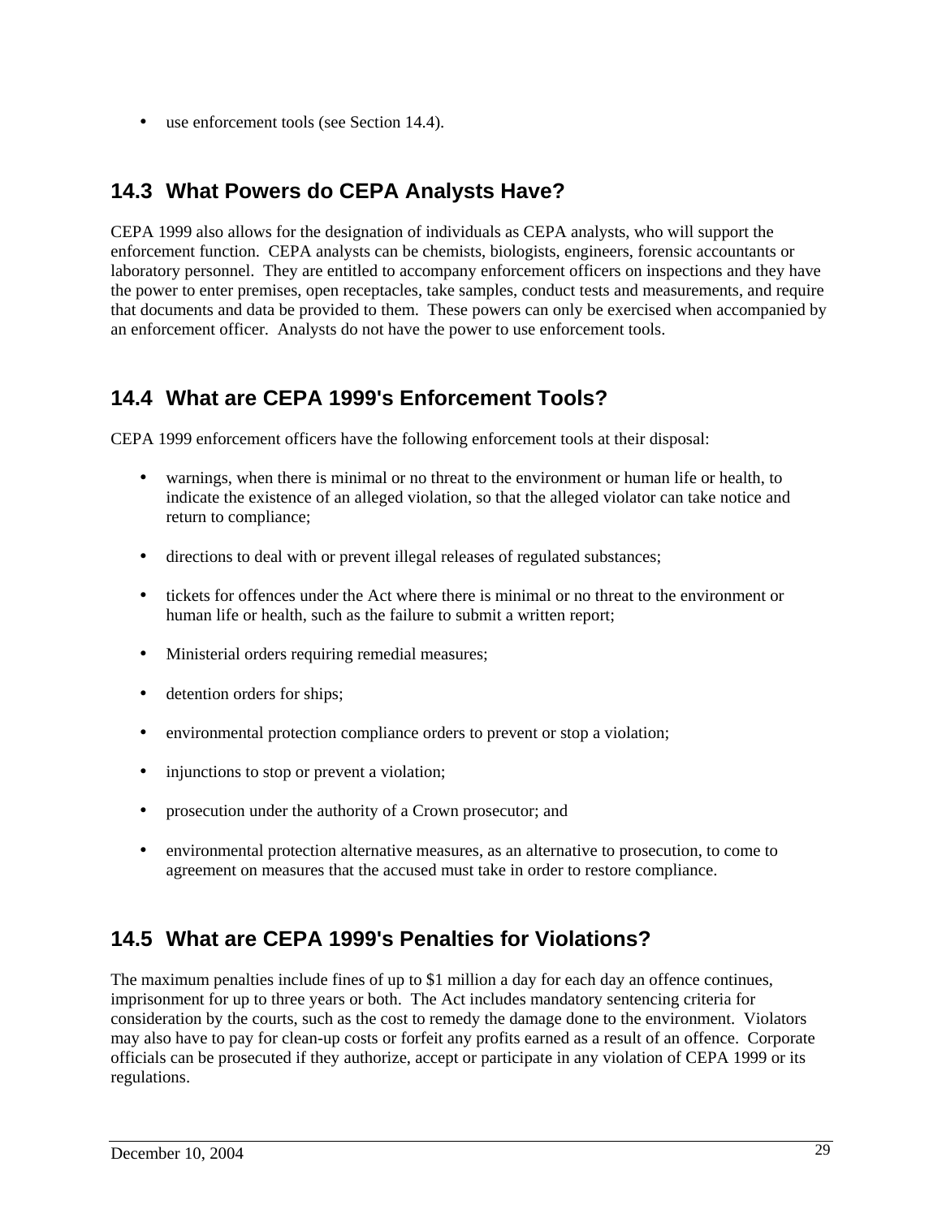- use enforcement tools (see Section 14.4).

## 14.3 What Powers do CEPA Analysts Have?

CEPA 1999 also allows for the designation of individuals as CEPA analysts, who will support the enforcement function. CEPA analysts can be chemists, biologists, engineers, forensic accountants or laboratory personnel. They are entitled to accompany enforcement officers on inspections and they have the power to enter premises, open receptacles, take samples, conduct tests and measurements, and require that documents and data be provided to them. These powers can only be exercised when accompanied by an enforcement officer. Analysts do not have the power to use enforcement tools.

## 14.4 What are CEPA 1999's Enforcement Tools?

CEPA 1999 enforcement officers have the following enforcement tools at their disposal:

- warnings, when there is minimal or no threat to the environment or human life or health, to indicate the existence of an alleged violation, so that the alleged violator can take notice and return to compliance;
- directions to deal with or prevent illegal releases of regulated substances;
- tickets for offences under the Act where there is minimal or no threat to the environment or human life or health, such as the failure to submit a written report;
- Ministerial orders requiring remedial measures;
- detention orders for ships;
- environmental protection compliance orders to prevent or stop a violation;
- injunctions to stop or prevent a violation;
- prosecution under the authority of a Crown prosecutor; and
- environmental protection alternative measures, as an alternative to prosecution, to come to agreement on measures that the accused must take in order to restore compliance.

## 14.5 What are CEPA 1999's Penalties for Violations?

The maximum penalties include fines of up to $1 million a day for each day an offence continues, imprisonment for up to three years or both. The Act includes mandatory sentencing criteria for consideration by the courts, such as the cost to remedy the damage done to the environment. Violators may also have to pay for clean-up costs or forfeit any profits earned as a result of an offence. Corporate officials can be prosecuted if they authorize, accept or participate in any violation of CEPA 1999 or its regulations.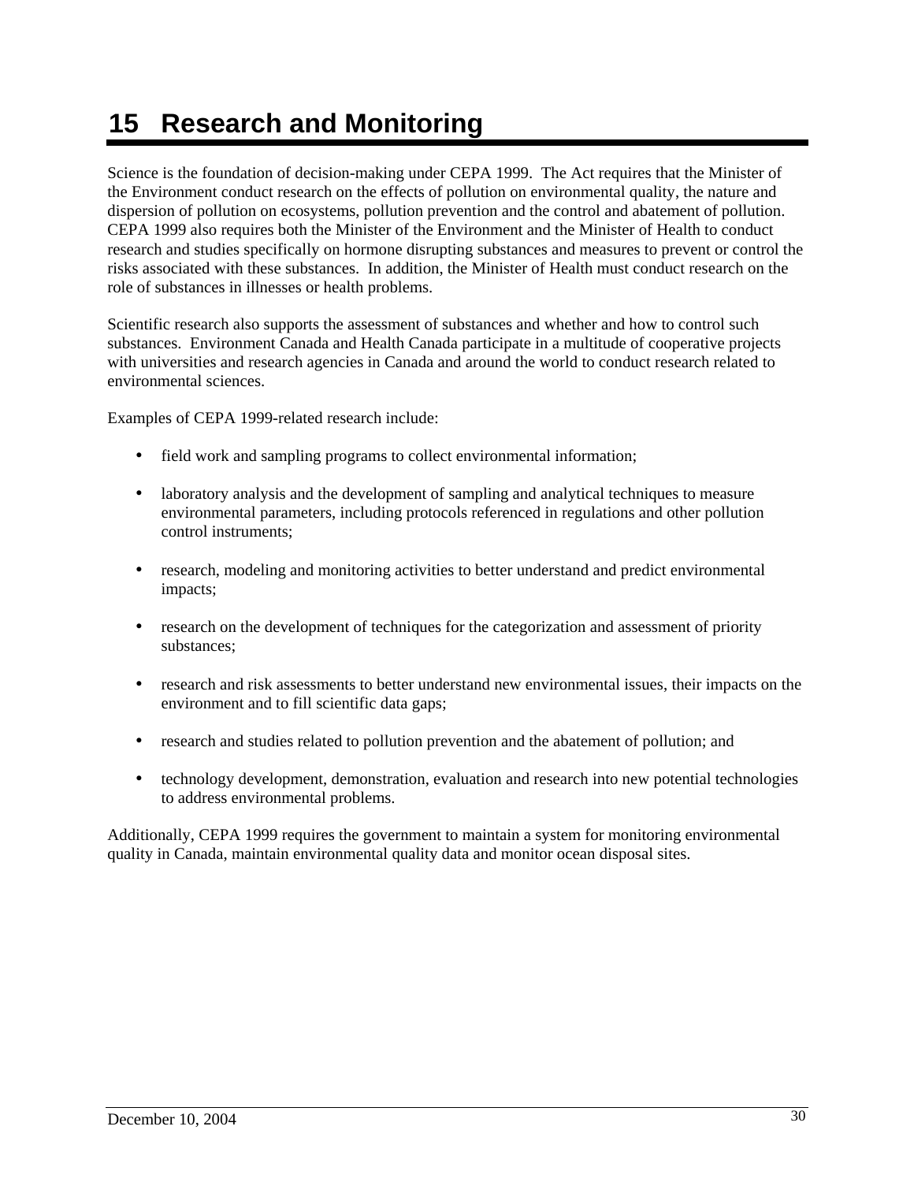# 15 Research and Monitoring

Science is the foundation of decision-making under CEPA 1999. The Act requires that the Minister of the Environment conduct research on the effects of pollution on environmental quality, the nature and dispersion of pollution on ecosystems, pollution prevention and the control and abatement of pollution. CEPA 1999 also requires both the Minister of the Environment and the Minister of Health to conduct research and studies specifically on hormone disrupting substances and measures to prevent or control the risks associated with these substances. In addition, the Minister of Health must conduct research on the role of substances in illnesses or health problems.

Scientific research also supports the assessment of substances and whether and how to control such substances. Environment Canada and Health Canada participate in a multitude of cooperative projects with universities and research agencies in Canada and around the world to conduct research related to environmental sciences.

Examples of CEPA 1999-related research include:

- field work and sampling programs to collect environmental information;
- laboratory analysis and the development of sampling and analytical techniques to measure environmental parameters, including protocols referenced in regulations and other pollution control instruments;
- research, modeling and monitoring activities to better understand and predict environmental impacts;
- research on the development of techniques for the categorization and assessment of priority substances;
- research and risk assessments to better understand new environmental issues, their impacts on the environment and to fill scientific data gaps;
- research and studies related to pollution prevention and the abatement of pollution; and
- technology development, demonstration, evaluation and research into new potential technologies to address environmental problems.

Additionally, CEPA 1999 requires the government to maintain a system for monitoring environmental quality in Canada, maintain environmental quality data and monitor ocean disposal sites.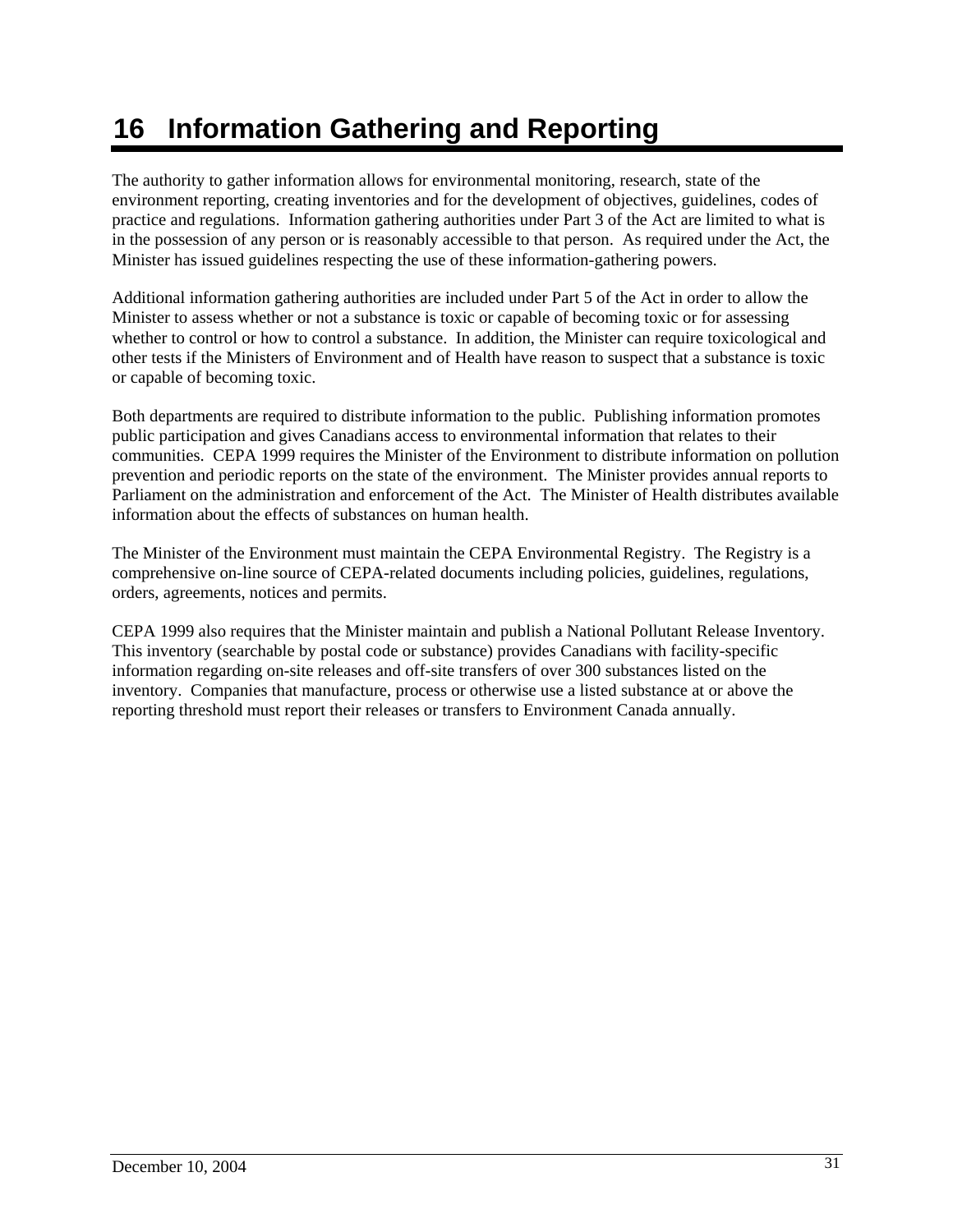# 16 Information Gathering and Reporting

The authority to gather information allows for environmental monitoring, research, state of the environment reporting, creating inventories and for the development of objectives, guidelines, codes of practice and regulations. Information gathering authorities under Part 3 of the Act are limited to what is in the possession of any person or is reasonably accessible to that person. As required under the Act, the Minister has issued guidelines respecting the use of these information-gathering powers.

Additional information gathering authorities are included under Part 5 of the Act in order to allow the Minister to assess whether or not a substance is toxic or capable of becoming toxic or for assessing whether to control or how to control a substance. In addition, the Minister can require toxicological and other tests if the Ministers of Environment and of Health have reason to suspect that a substance is toxic or capable of becoming toxic.

Both departments are required to distribute information to the public. Publishing information promotes public participation and gives Canadians access to environmental information that relates to their communities. CEPA 1999 requires the Minister of the Environment to distribute information on pollution prevention and periodic reports on the state of the environment. The Minister provides annual reports to Parliament on the administration and enforcement of the Act. The Minister of Health distributes available information about the effects of substances on human health.

The Minister of the Environment must maintain the CEPA Environmental Registry. The Registry is a comprehensive on-line source of CEPA-related documents including policies, guidelines, regulations, orders, agreements, notices and permits.

CEPA 1999 also requires that the Minister maintain and publish a National Pollutant Release Inventory. This inventory (searchable by postal code or substance) provides Canadians with facility-specific information regarding on-site releases and off-site transfers of over 300 substances listed on the inventory. Companies that manufacture, process or otherwise use a listed substance at or above the reporting threshold must report their releases or transfers to Environment Canada annually.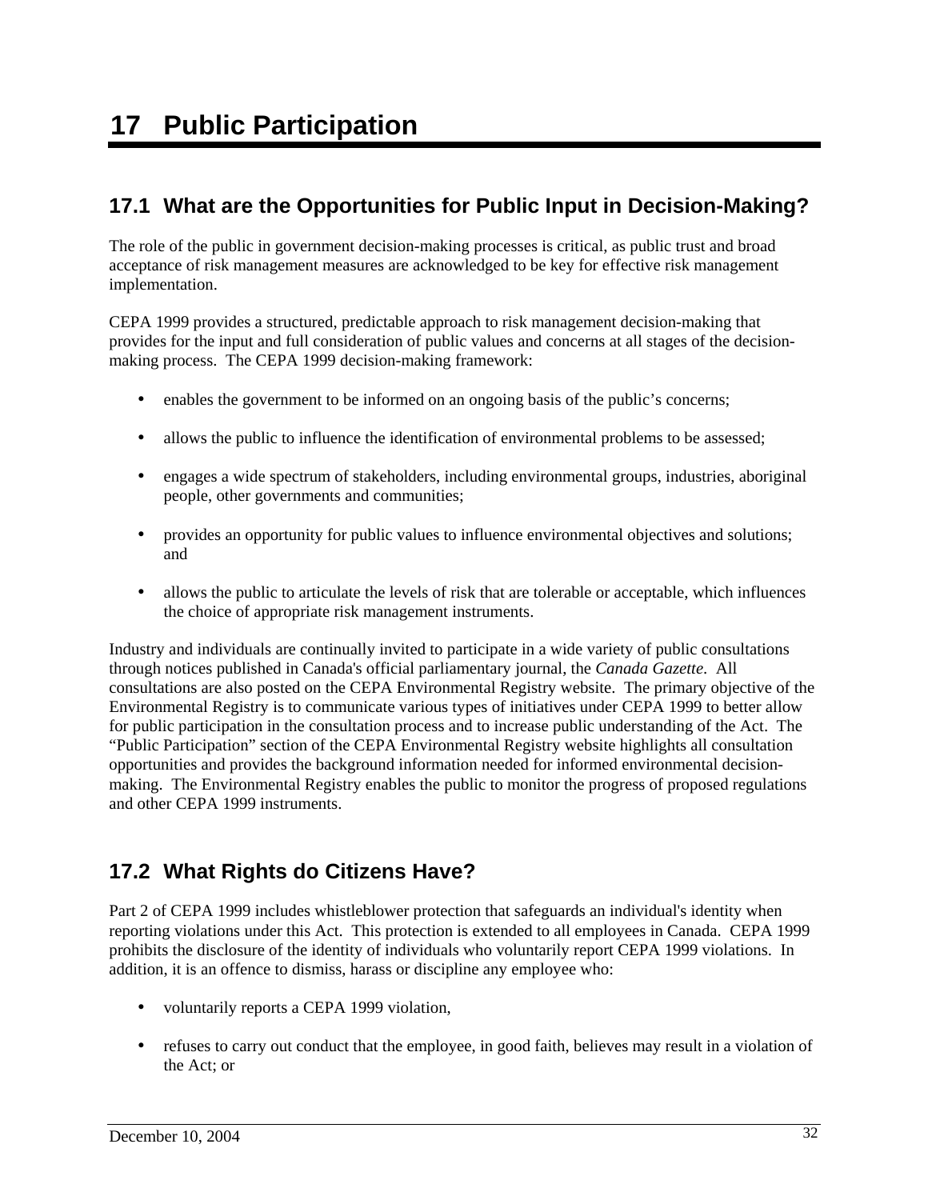# 17 Public Participation

## 17.1 What are the Opportunities for Public Input in Decision-Making?

The role of the public in government decision-making processes is critical, as public trust and broad acceptance of risk management measures are acknowledged to be key for effective risk management implementation.

CEPA 1999 provides a structured, predictable approach to risk management decision-making that provides for the input and full consideration of public values and concerns at all stages of the decision-making process. The CEPA 1999 decision-making framework:

- enables the government to be informed on an ongoing basis of the public's concerns;
- allows the public to influence the identification of environmental problems to be assessed;
- engages a wide spectrum of stakeholders, including environmental groups, industries, aboriginal people, other governments and communities;
- provides an opportunity for public values to influence environmental objectives and solutions; and
- allows the public to articulate the levels of risk that are tolerable or acceptable, which influences the choice of appropriate risk management instruments.

Industry and individuals are continually invited to participate in a wide variety of public consultations through notices published in Canada's official parliamentary journal, the *Canada Gazette*. All consultations are also posted on the CEPA Environmental Registry website. The primary objective of the Environmental Registry is to communicate various types of initiatives under CEPA 1999 to better allow for public participation in the consultation process and to increase public understanding of the Act. The "Public Participation" section of the CEPA Environmental Registry website highlights all consultation opportunities and provides the background information needed for informed environmental decision-making. The Environmental Registry enables the public to monitor the progress of proposed regulations and other CEPA 1999 instruments.

## 17.2 What Rights do Citizens Have?

Part 2 of CEPA 1999 includes whistleblower protection that safeguards an individual's identity when reporting violations under this Act. This protection is extended to all employees in Canada. CEPA 1999 prohibits the disclosure of the identity of individuals who voluntarily report CEPA 1999 violations. In addition, it is an offence to dismiss, harass or discipline any employee who:

- voluntarily reports a CEPA 1999 violation,
- refuses to carry out conduct that the employee, in good faith, believes may result in a violation of the Act; or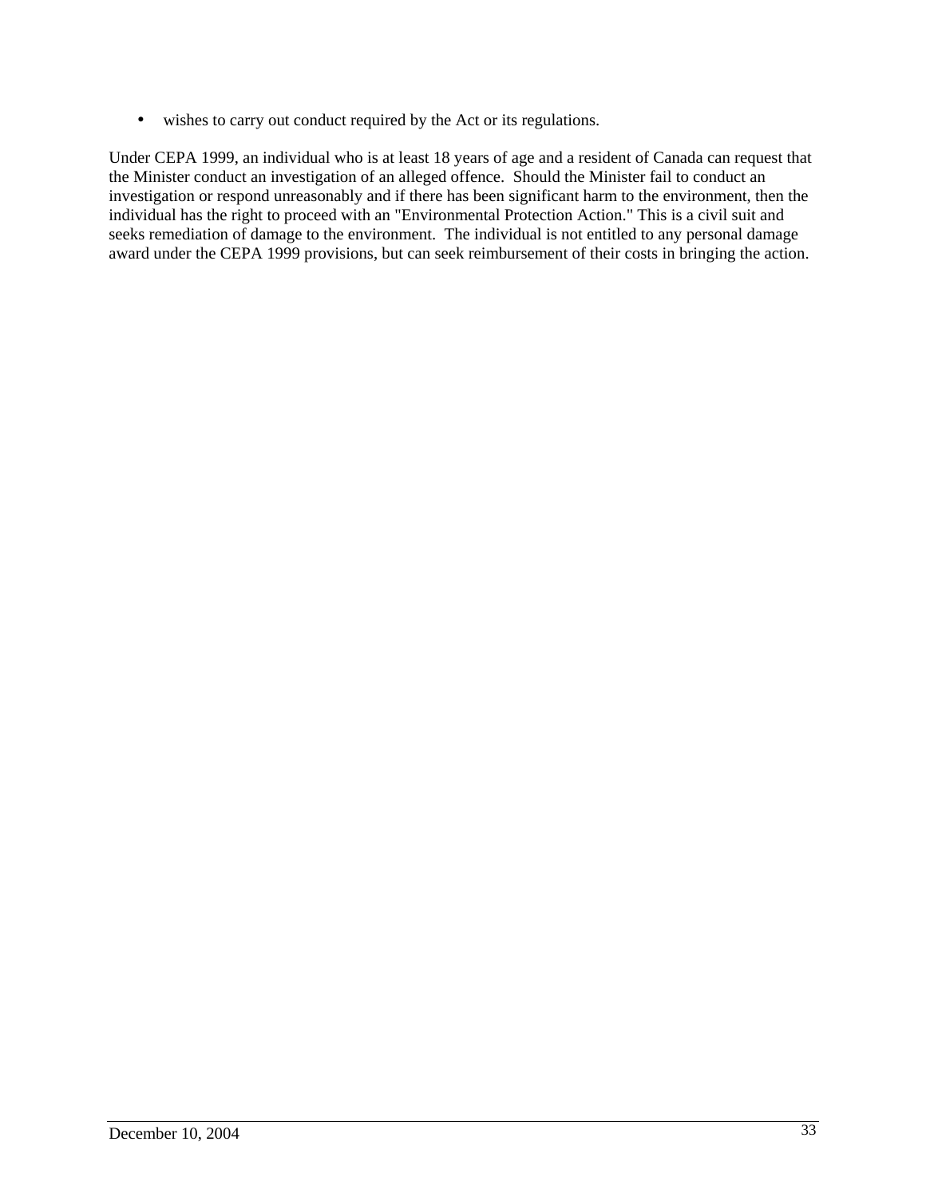- wishes to carry out conduct required by the Act or its regulations.

Under CEPA 1999, an individual who is at least 18 years of age and a resident of Canada can request that the Minister conduct an investigation of an alleged offence. Should the Minister fail to conduct an investigation or respond unreasonably and if there has been significant harm to the environment, then the individual has the right to proceed with an "Environmental Protection Action." This is a civil suit and seeks remediation of damage to the environment. The individual is not entitled to any personal damage award under the CEPA 1999 provisions, but can seek reimbursement of their costs in bringing the action.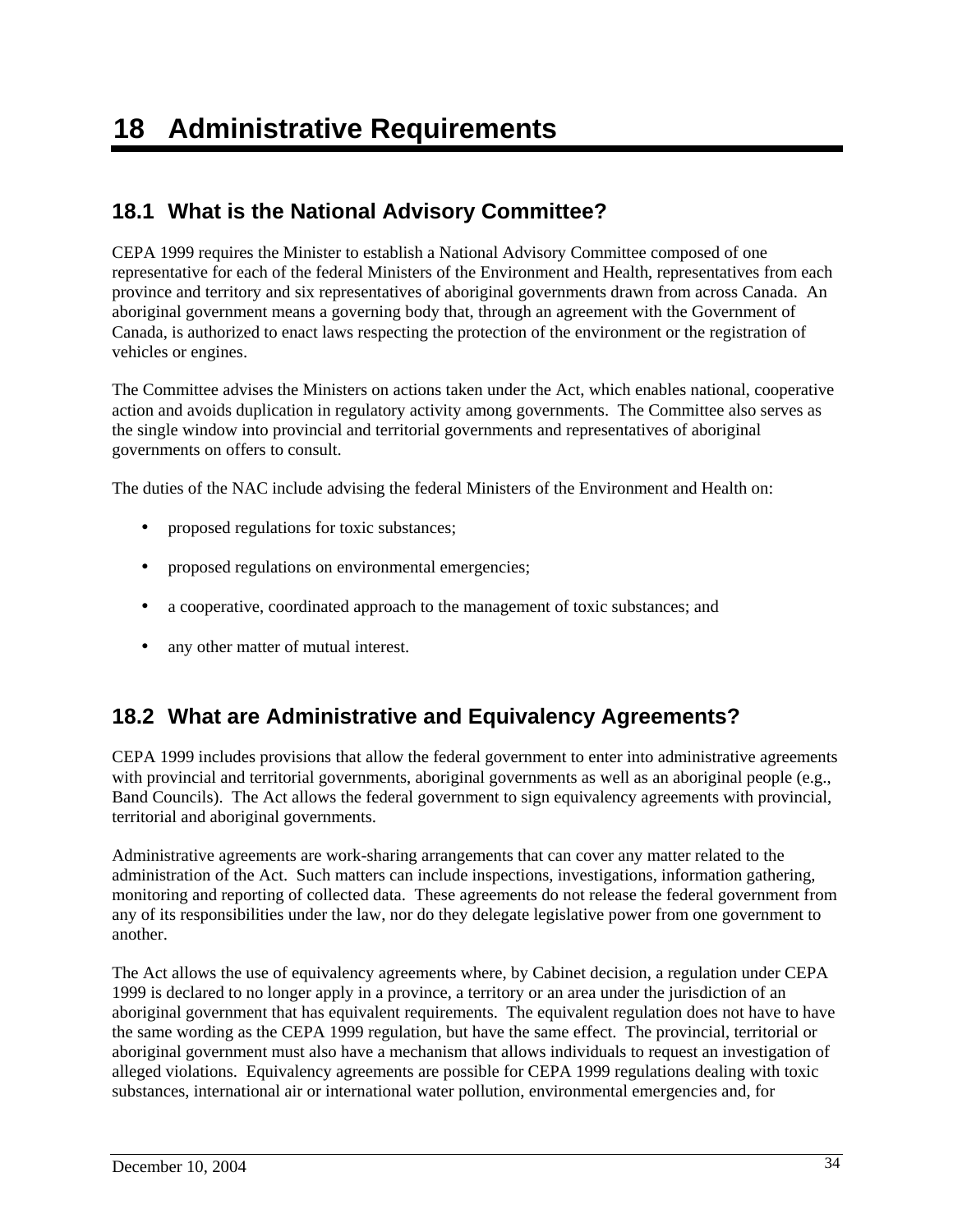# 18 Administrative Requirements

## 18.1 What is the National Advisory Committee?

CEPA 1999 requires the Minister to establish a National Advisory Committee composed of one representative for each of the federal Ministers of the Environment and Health, representatives from each province and territory and six representatives of aboriginal governments drawn from across Canada. An aboriginal government means a governing body that, through an agreement with the Government of Canada, is authorized to enact laws respecting the protection of the environment or the registration of vehicles or engines.

The Committee advises the Ministers on actions taken under the Act, which enables national, cooperative action and avoids duplication in regulatory activity among governments. The Committee also serves as the single window into provincial and territorial governments and representatives of aboriginal governments on offers to consult.

The duties of the NAC include advising the federal Ministers of the Environment and Health on:

- proposed regulations for toxic substances;
- proposed regulations on environmental emergencies;
- a cooperative, coordinated approach to the management of toxic substances; and
- any other matter of mutual interest.

## 18.2 What are Administrative and Equivalency Agreements?

CEPA 1999 includes provisions that allow the federal government to enter into administrative agreements with provincial and territorial governments, aboriginal governments as well as an aboriginal people (e.g., Band Councils). The Act allows the federal government to sign equivalency agreements with provincial, territorial and aboriginal governments.

Administrative agreements are work-sharing arrangements that can cover any matter related to the administration of the Act. Such matters can include inspections, investigations, information gathering, monitoring and reporting of collected data. These agreements do not release the federal government from any of its responsibilities under the law, nor do they delegate legislative power from one government to another.

The Act allows the use of equivalency agreements where, by Cabinet decision, a regulation under CEPA 1999 is declared to no longer apply in a province, a territory or an area under the jurisdiction of an aboriginal government that has equivalent requirements. The equivalent regulation does not have to have the same wording as the CEPA 1999 regulation, but have the same effect. The provincial, territorial or aboriginal government must also have a mechanism that allows individuals to request an investigation of alleged violations. Equivalency agreements are possible for CEPA 1999 regulations dealing with toxic substances, international air or international water pollution, environmental emergencies and, for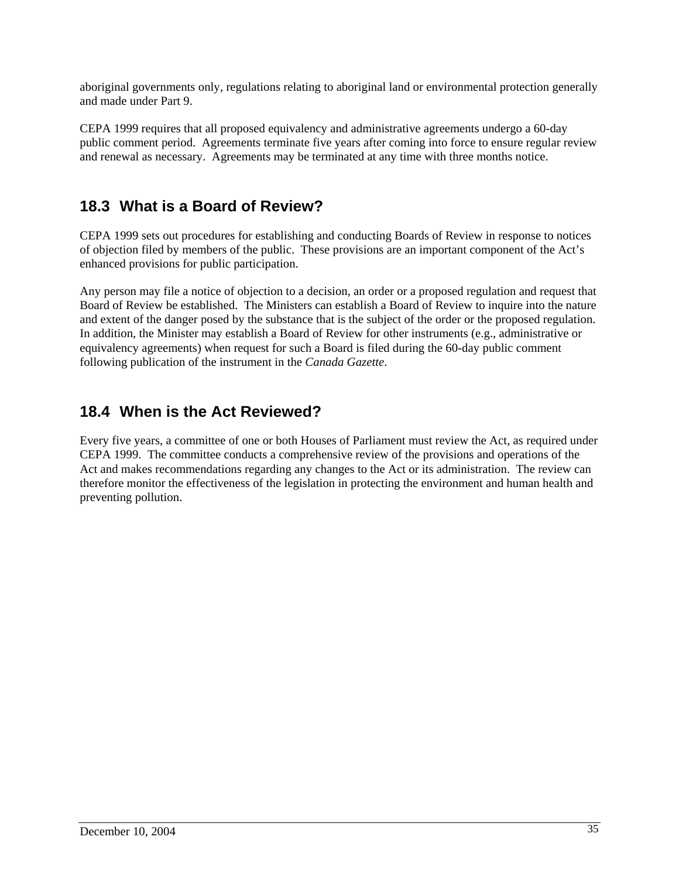aboriginal governments only, regulations relating to aboriginal land or environmental protection generally and made under Part 9.

CEPA 1999 requires that all proposed equivalency and administrative agreements undergo a 60-day public comment period. Agreements terminate five years after coming into force to ensure regular review and renewal as necessary. Agreements may be terminated at any time with three months notice.

## 18.3 What is a Board of Review?

CEPA 1999 sets out procedures for establishing and conducting Boards of Review in response to notices of objection filed by members of the public. These provisions are an important component of the Act's enhanced provisions for public participation.

Any person may file a notice of objection to a decision, an order or a proposed regulation and request that Board of Review be established. The Ministers can establish a Board of Review to inquire into the nature and extent of the danger posed by the substance that is the subject of the order or the proposed regulation. In addition, the Minister may establish a Board of Review for other instruments (e.g., administrative or equivalency agreements) when request for such a Board is filed during the 60-day public comment following publication of the instrument in the *Canada Gazette*.

## 18.4 When is the Act Reviewed?

Every five years, a committee of one or both Houses of Parliament must review the Act, as required under CEPA 1999. The committee conducts a comprehensive review of the provisions and operations of the Act and makes recommendations regarding any changes to the Act or its administration. The review can therefore monitor the effectiveness of the legislation in protecting the environment and human health and preventing pollution.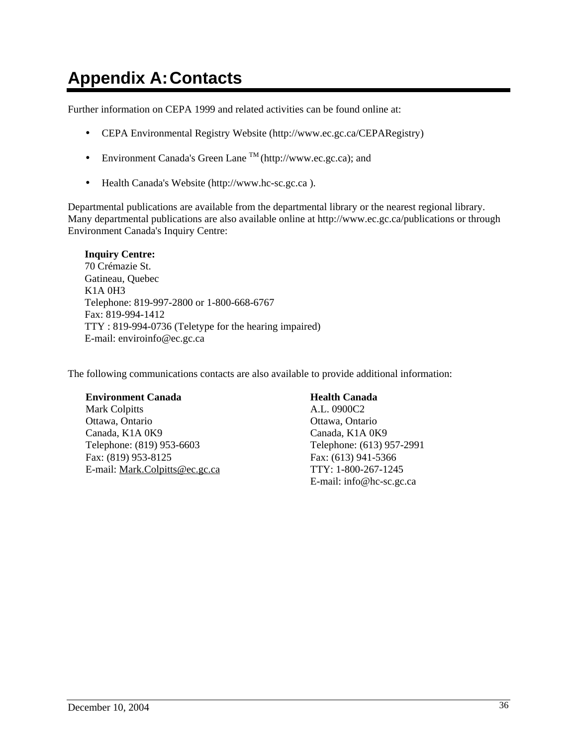# Appendix A: Contacts

Further information on CEPA 1999 and related activities can be found online at:

- CEPA Environmental Registry Website (http://www.ec.gc.ca/CEPARegistry)
- Environment Canada's Green Lane TM (http://www.ec.gc.ca); and
- Health Canada's Website (http://www.hc-sc.gc.ca ).

Departmental publications are available from the departmental library or the nearest regional library. Many departmental publications are also available online at http://www.ec.gc.ca/publications or through Environment Canada's Inquiry Centre:

**Inquiry Centre:**
70 Crémazie St.
Gatineau, Quebec
K1A 0H3
Telephone: 819-997-2800 or 1-800-668-6767
Fax: 819-994-1412
TTY : 819-994-0736 (Teletype for the hearing impaired)
E-mail: enviroinfo@ec.gc.ca

The following communications contacts are also available to provide additional information:

**Environment Canada**
Mark Colpitts
Ottawa, Ontario
Canada, K1A 0K9
Telephone: (819) 953-6603
Fax: (819) 953-8125
E-mail: Mark.Colpitts@ec.gc.ca

**Health Canada**
A.L. 0900C2
Ottawa, Ontario
Canada, K1A 0K9
Telephone: (613) 957-2991
Fax: (613) 941-5366
TTY: 1-800-267-1245
E-mail: info@hc-sc.gc.ca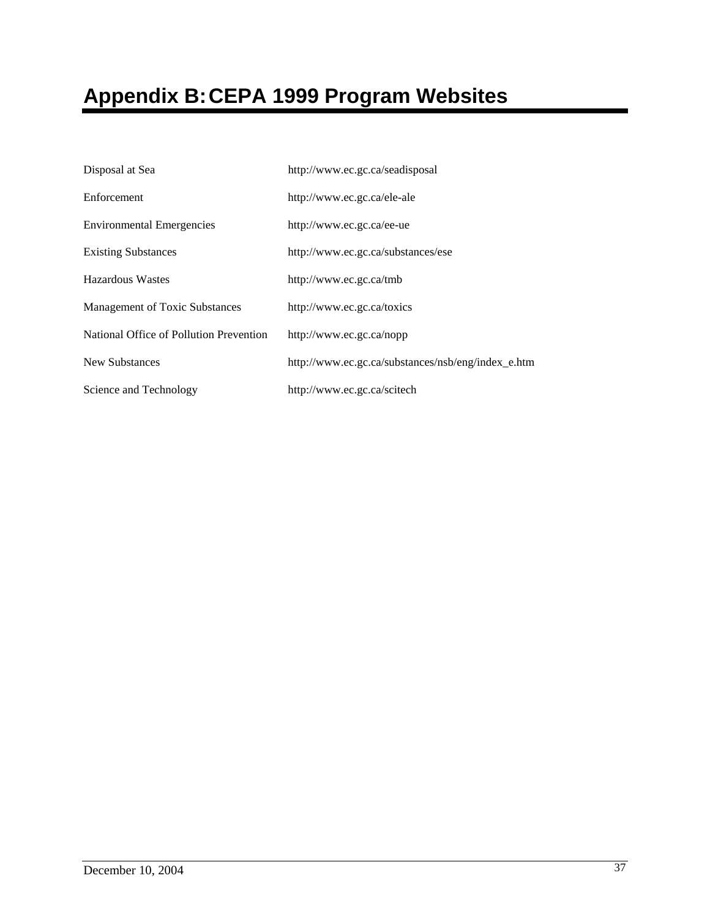# Appendix B: CEPA 1999 Program Websites

| | |
|---|---|
| Disposal at Sea | http://www.ec.gc.ca/seadisposal |
| Enforcement | http://www.ec.gc.ca/ele-ale |
| Environmental Emergencies | http://www.ec.gc.ca/ee-ue |
| Existing Substances | http://www.ec.gc.ca/substances/ese |
| Hazardous Wastes | http://www.ec.gc.ca/tmb |
| Management of Toxic Substances | http://www.ec.gc.ca/toxics |
| National Office of Pollution Prevention | http://www.ec.gc.ca/nopp |
| New Substances | http://www.ec.gc.ca/substances/nsb/eng/index_e.htm |
| Science and Technology | http://www.ec.gc.ca/scitech |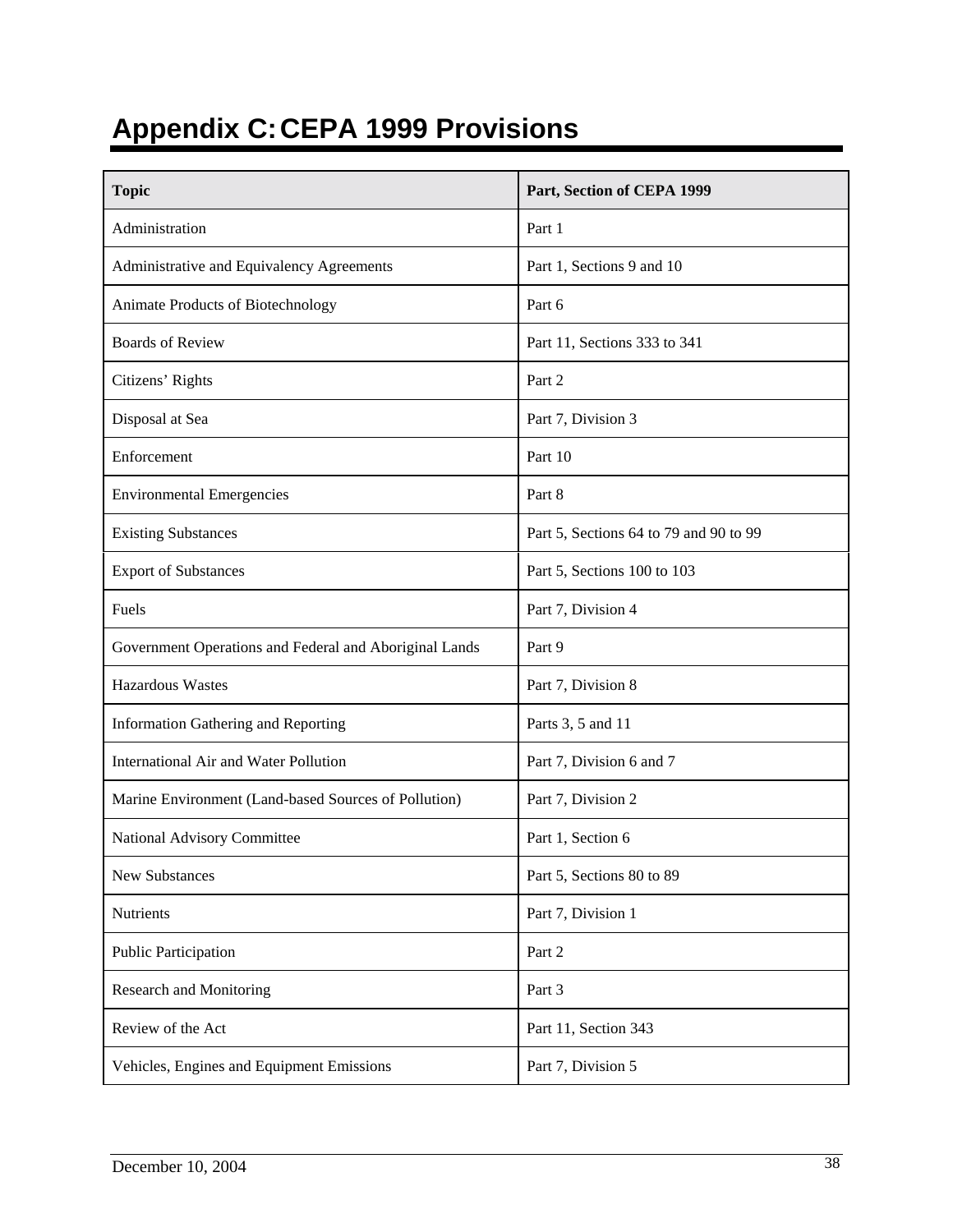# Appendix C: CEPA 1999 Provisions

| Topic | Part, Section of CEPA 1999 |
| --- | --- |
| Administration | Part 1 |
| Administrative and Equivalency Agreements | Part 1, Sections 9 and 10 |
| Animate Products of Biotechnology | Part 6 |
| Boards of Review | Part 11, Sections 333 to 341 |
| Citizens' Rights | Part 2 |
| Disposal at Sea | Part 7, Division 3 |
| Enforcement | Part 10 |
| Environmental Emergencies | Part 8 |
| Existing Substances | Part 5, Sections 64 to 79 and 90 to 99 |
| Export of Substances | Part 5, Sections 100 to 103 |
| Fuels | Part 7, Division 4 |
| Government Operations and Federal and Aboriginal Lands | Part 9 |
| Hazardous Wastes | Part 7, Division 8 |
| Information Gathering and Reporting | Parts 3, 5 and 11 |
| International Air and Water Pollution | Part 7, Division 6 and 7 |
| Marine Environment (Land-based Sources of Pollution) | Part 7, Division 2 |
| National Advisory Committee | Part 1, Section 6 |
| New Substances | Part 5, Sections 80 to 89 |
| Nutrients | Part 7, Division 1 |
| Public Participation | Part 2 |
| Research and Monitoring | Part 3 |
| Review of the Act | Part 11, Section 343 |
| Vehicles, Engines and Equipment Emissions | Part 7, Division 5 |